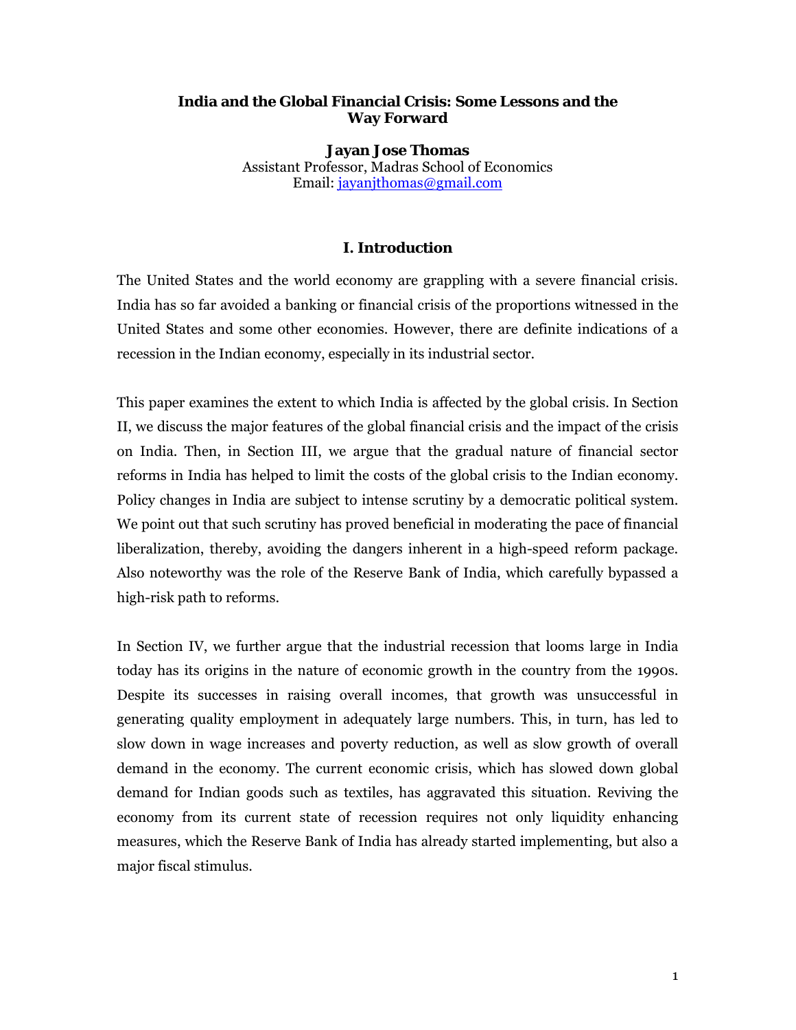# India and the Global Financial Crisis: Some Lessons and the Way Forward

**Jayan Jose Thomas**
Assistant Professor, Madras School of Economics
Email: jayanjthomas@gmail.com

## I. Introduction

The United States and the world economy are grappling with a severe financial crisis. India has so far avoided a banking or financial crisis of the proportions witnessed in the United States and some other economies. However, there are definite indications of a recession in the Indian economy, especially in its industrial sector.

This paper examines the extent to which India is affected by the global crisis. In Section II, we discuss the major features of the global financial crisis and the impact of the crisis on India. Then, in Section III, we argue that the gradual nature of financial sector reforms in India has helped to limit the costs of the global crisis to the Indian economy. Policy changes in India are subject to intense scrutiny by a democratic political system. We point out that such scrutiny has proved beneficial in moderating the pace of financial liberalization, thereby, avoiding the dangers inherent in a high-speed reform package. Also noteworthy was the role of the Reserve Bank of India, which carefully bypassed a high-risk path to reforms.

In Section IV, we further argue that the industrial recession that looms large in India today has its origins in the nature of economic growth in the country from the 1990s. Despite its successes in raising overall incomes, that growth was unsuccessful in generating quality employment in adequately large numbers. This, in turn, has led to slow down in wage increases and poverty reduction, as well as slow growth of overall demand in the economy. The current economic crisis, which has slowed down global demand for Indian goods such as textiles, has aggravated this situation. Reviving the economy from its current state of recession requires not only liquidity enhancing measures, which the Reserve Bank of India has already started implementing, but also a major fiscal stimulus.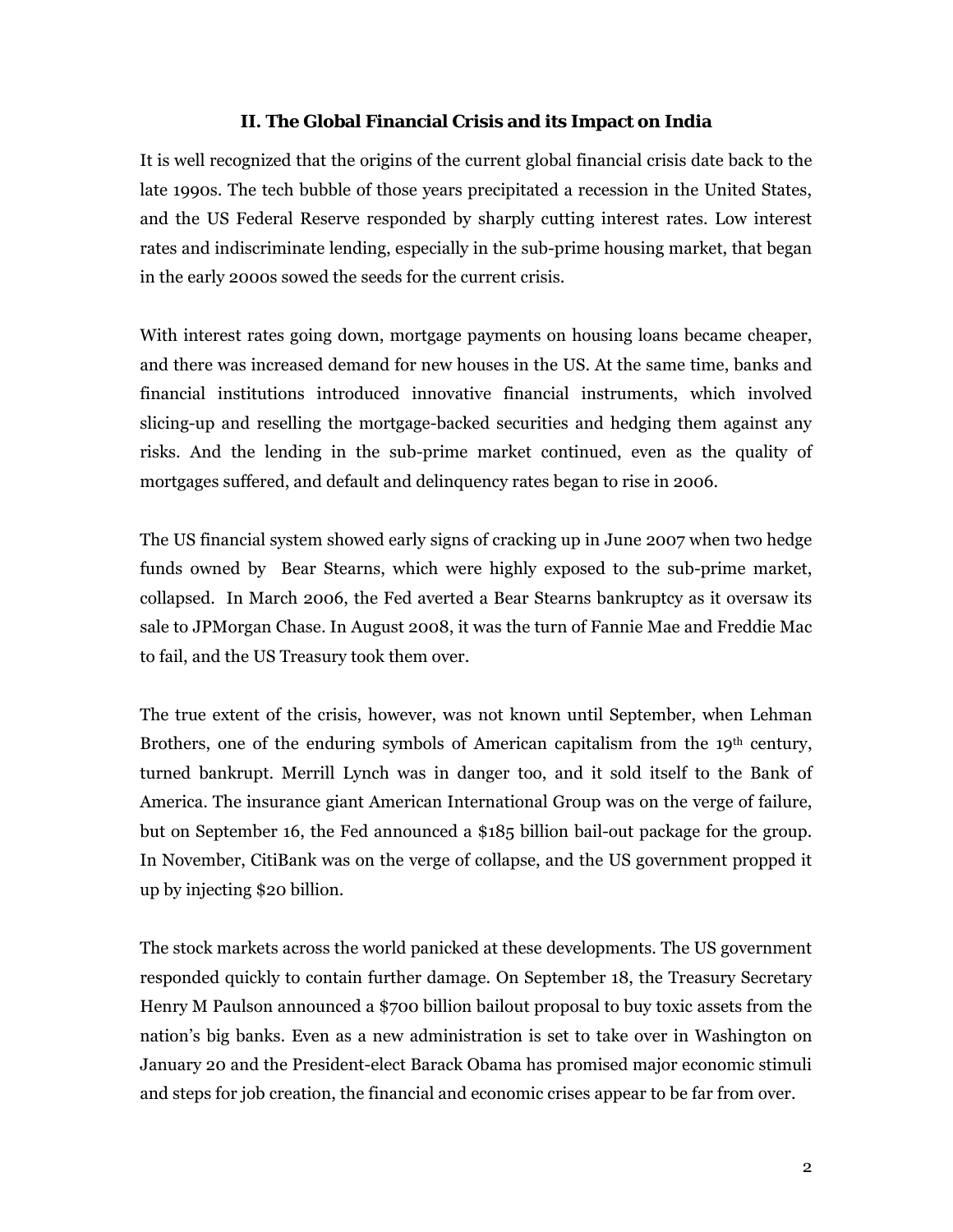## II. The Global Financial Crisis and its Impact on India

It is well recognized that the origins of the current global financial crisis date back to the late 1990s. The tech bubble of those years precipitated a recession in the United States, and the US Federal Reserve responded by sharply cutting interest rates. Low interest rates and indiscriminate lending, especially in the sub-prime housing market, that began in the early 2000s sowed the seeds for the current crisis.

With interest rates going down, mortgage payments on housing loans became cheaper, and there was increased demand for new houses in the US. At the same time, banks and financial institutions introduced innovative financial instruments, which involved slicing-up and reselling the mortgage-backed securities and hedging them against any risks. And the lending in the sub-prime market continued, even as the quality of mortgages suffered, and default and delinquency rates began to rise in 2006.

The US financial system showed early signs of cracking up in June 2007 when two hedge funds owned by Bear Stearns, which were highly exposed to the sub-prime market, collapsed. In March 2006, the Fed averted a Bear Stearns bankruptcy as it oversaw its sale to JPMorgan Chase. In August 2008, it was the turn of Fannie Mae and Freddie Mac to fail, and the US Treasury took them over.

The true extent of the crisis, however, was not known until September, when Lehman Brothers, one of the enduring symbols of American capitalism from the 19th century, turned bankrupt. Merrill Lynch was in danger too, and it sold itself to the Bank of America. The insurance giant American International Group was on the verge of failure, but on September 16, the Fed announced a $185 billion bail-out package for the group. In November, CitiBank was on the verge of collapse, and the US government propped it up by injecting $20 billion.

The stock markets across the world panicked at these developments. The US government responded quickly to contain further damage. On September 18, the Treasury Secretary Henry M Paulson announced a $700 billion bailout proposal to buy toxic assets from the nation's big banks. Even as a new administration is set to take over in Washington on January 20 and the President-elect Barack Obama has promised major economic stimuli and steps for job creation, the financial and economic crises appear to be far from over.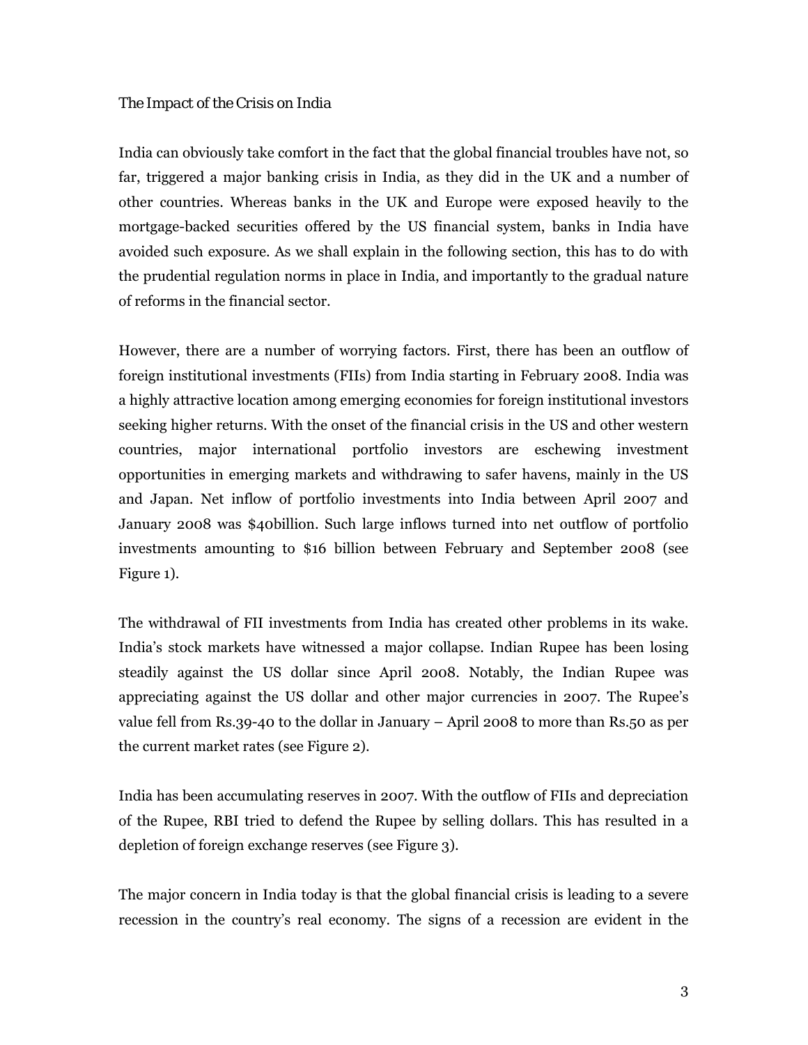## The Impact of the Crisis on India

India can obviously take comfort in the fact that the global financial troubles have not, so far, triggered a major banking crisis in India, as they did in the UK and a number of other countries. Whereas banks in the UK and Europe were exposed heavily to the mortgage-backed securities offered by the US financial system, banks in India have avoided such exposure. As we shall explain in the following section, this has to do with the prudential regulation norms in place in India, and importantly to the gradual nature of reforms in the financial sector.

However, there are a number of worrying factors. First, there has been an outflow of foreign institutional investments (FIIs) from India starting in February 2008. India was a highly attractive location among emerging economies for foreign institutional investors seeking higher returns. With the onset of the financial crisis in the US and other western countries, major international portfolio investors are eschewing investment opportunities in emerging markets and withdrawing to safer havens, mainly in the US and Japan. Net inflow of portfolio investments into India between April 2007 and January 2008 was $40billion. Such large inflows turned into net outflow of portfolio investments amounting to $16 billion between February and September 2008 (see Figure 1).

The withdrawal of FII investments from India has created other problems in its wake. India's stock markets have witnessed a major collapse. Indian Rupee has been losing steadily against the US dollar since April 2008. Notably, the Indian Rupee was appreciating against the US dollar and other major currencies in 2007. The Rupee's value fell from Rs.39-40 to the dollar in January – April 2008 to more than Rs.50 as per the current market rates (see Figure 2).

India has been accumulating reserves in 2007. With the outflow of FIIs and depreciation of the Rupee, RBI tried to defend the Rupee by selling dollars. This has resulted in a depletion of foreign exchange reserves (see Figure 3).

The major concern in India today is that the global financial crisis is leading to a severe recession in the country's real economy. The signs of a recession are evident in the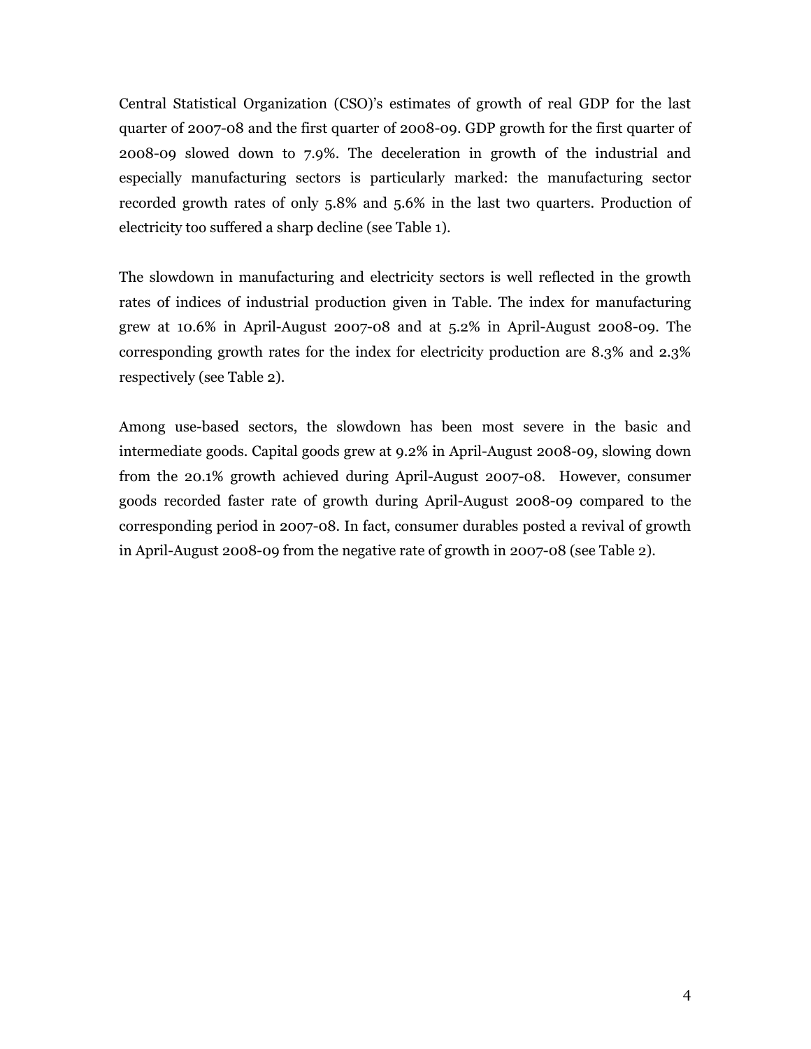Central Statistical Organization (CSO)'s estimates of growth of real GDP for the last quarter of 2007-08 and the first quarter of 2008-09. GDP growth for the first quarter of 2008-09 slowed down to 7.9%. The deceleration in growth of the industrial and especially manufacturing sectors is particularly marked: the manufacturing sector recorded growth rates of only 5.8% and 5.6% in the last two quarters. Production of electricity too suffered a sharp decline (see Table 1).

The slowdown in manufacturing and electricity sectors is well reflected in the growth rates of indices of industrial production given in Table. The index for manufacturing grew at 10.6% in April-August 2007-08 and at 5.2% in April-August 2008-09. The corresponding growth rates for the index for electricity production are 8.3% and 2.3% respectively (see Table 2).

Among use-based sectors, the slowdown has been most severe in the basic and intermediate goods. Capital goods grew at 9.2% in April-August 2008-09, slowing down from the 20.1% growth achieved during April-August 2007-08. However, consumer goods recorded faster rate of growth during April-August 2008-09 compared to the corresponding period in 2007-08. In fact, consumer durables posted a revival of growth in April-August 2008-09 from the negative rate of growth in 2007-08 (see Table 2).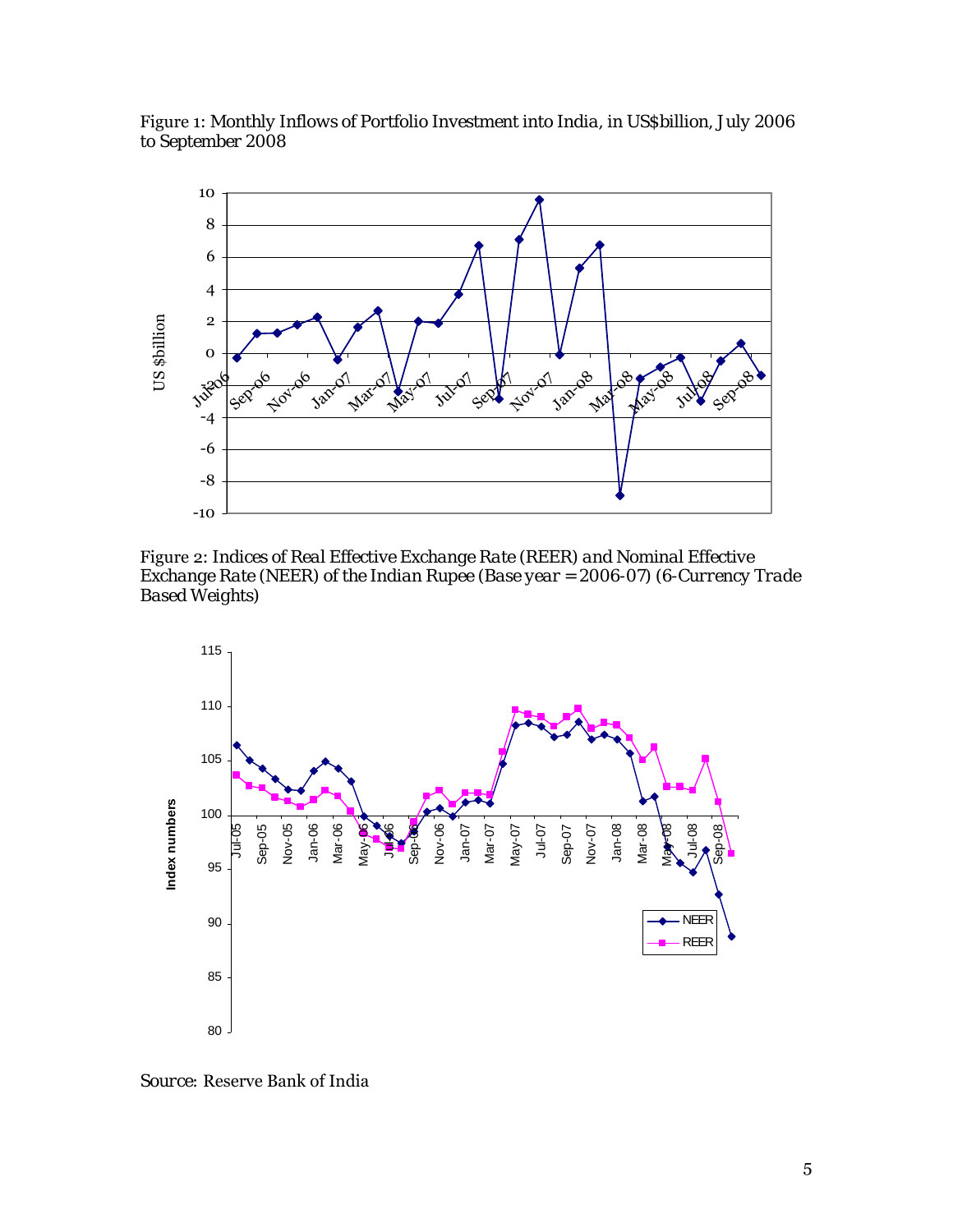Figure 1: Monthly Inflows of Portfolio Investment into India, in US$billion, July 2006 to September 2008

Figure 2: Indices of Real Effective Exchange Rate (REER) and Nominal Effective Exchange Rate (NEER) of the Indian Rupee (Base year = 2006-07) (6-Currency Trade Based Weights)

Source: Reserve Bank of India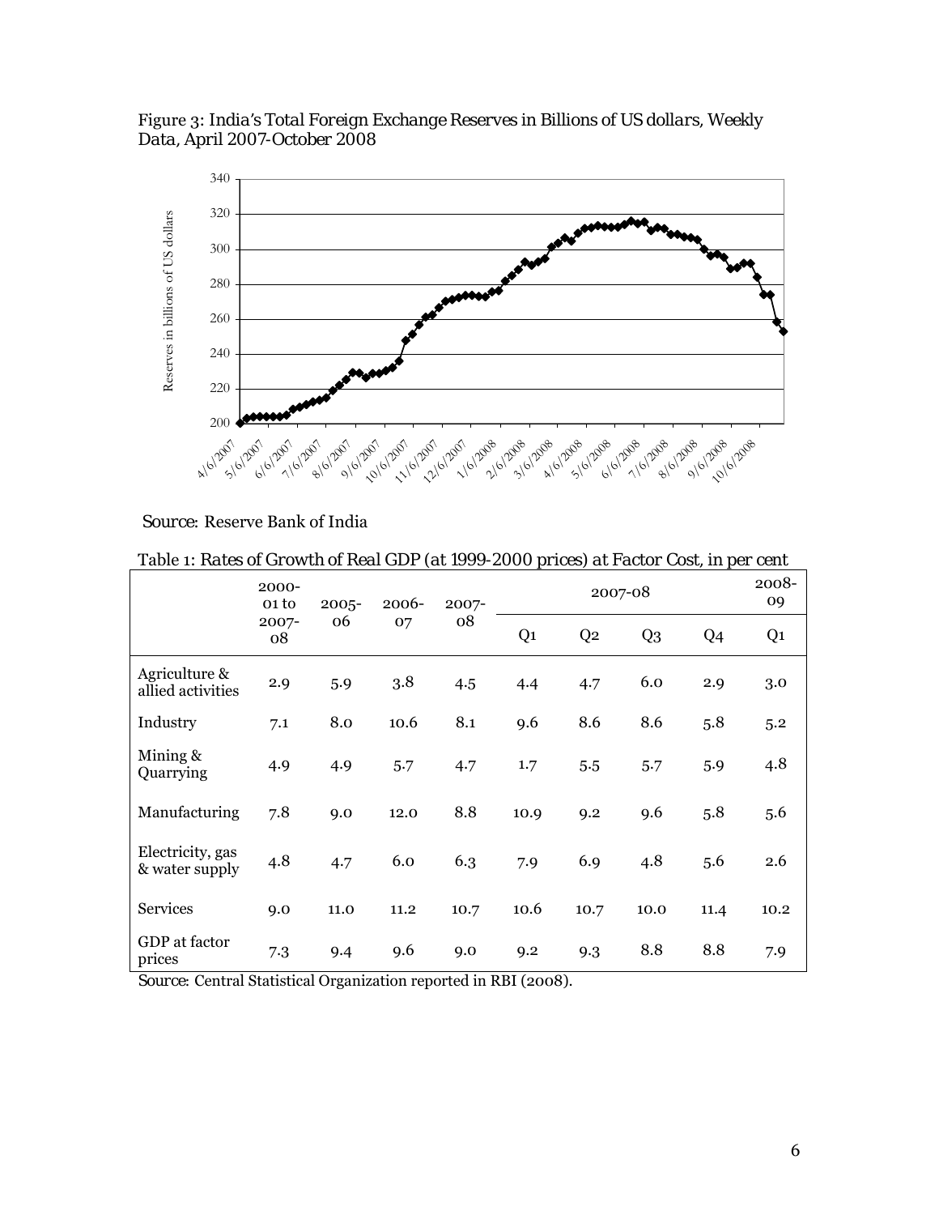Figure 3: India's Total Foreign Exchange Reserves in Billions of US dollars, Weekly Data, April 2007-October 2008

Source: Reserve Bank of India

Table 1: Rates of Growth of Real GDP (at 1999-2000 prices) at Factor Cost, in per cent

| | 2000-01 to 2007-08 | 2005-06 | 2006-07 | 2007-08 | 2007-08 | | | | 2008-09 |
|---|---|---|---|---|---|---|---|---|---|
| | | | | | Q1 | Q2 | Q3 | Q4 | Q1 |
| Agriculture & allied activities | 2.9 | 5.9 | 3.8 | 4.5 | 4.4 | 4.7 | 6.0 | 2.9 | 3.0 |
| Industry | 7.1 | 8.0 | 10.6 | 8.1 | 9.6 | 8.6 | 8.6 | 5.8 | 5.2 |
| Mining & Quarrying | 4.9 | 4.9 | 5.7 | 4.7 | 1.7 | 5.5 | 5.7 | 5.9 | 4.8 |
| Manufacturing | 7.8 | 9.0 | 12.0 | 8.8 | 10.9 | 9.2 | 9.6 | 5.8 | 5.6 |
| Electricity, gas & water supply | 4.8 | 4.7 | 6.0 | 6.3 | 7.9 | 6.9 | 4.8 | 5.6 | 2.6 |
| Services | 9.0 | 11.0 | 11.2 | 10.7 | 10.6 | 10.7 | 10.0 | 11.4 | 10.2 |
| GDP at factor prices | 7.3 | 9.4 | 9.6 | 9.0 | 9.2 | 9.3 | 8.8 | 8.8 | 7.9 |

Source: Central Statistical Organization reported in RBI (2008).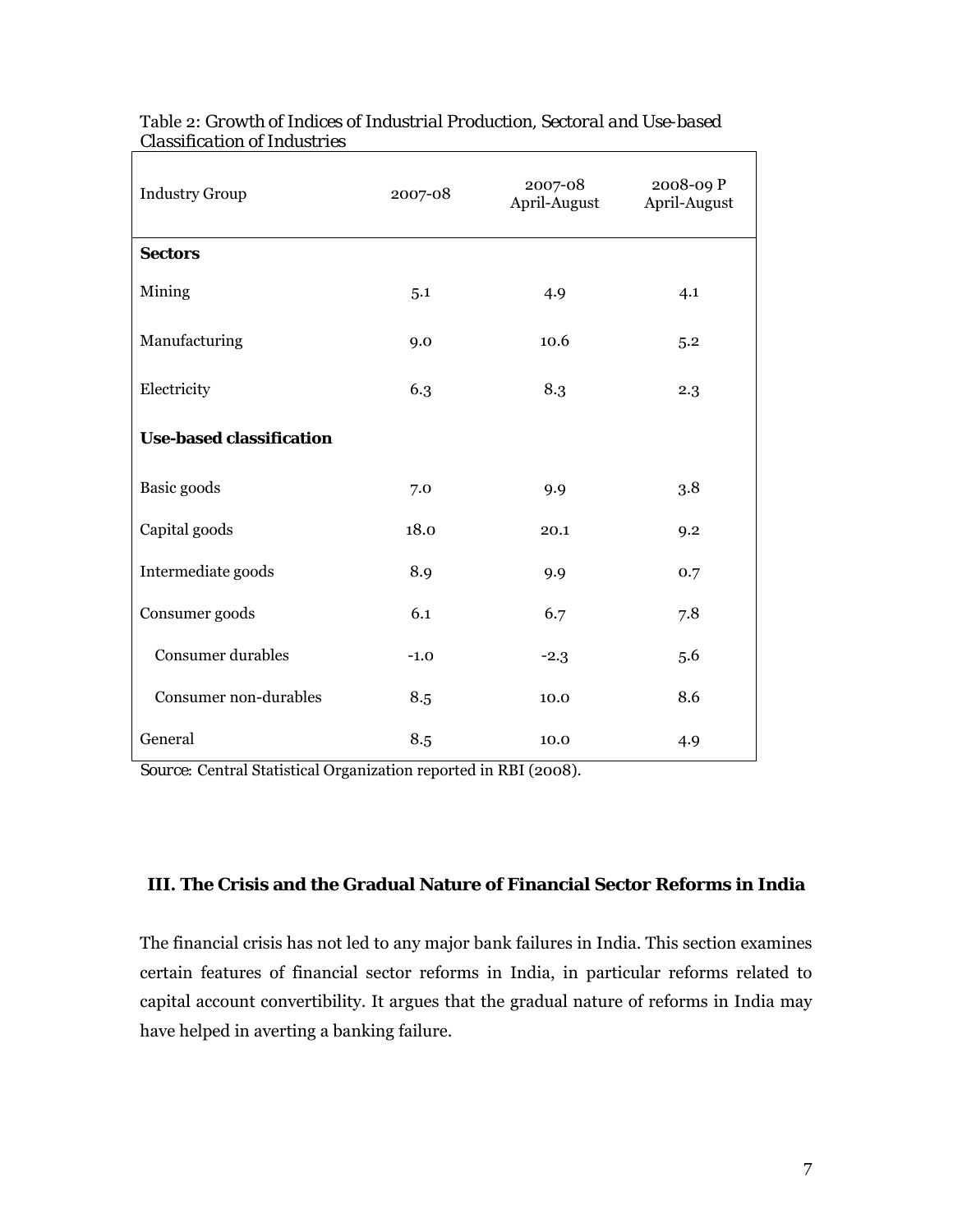*Table 2: Growth of Indices of Industrial Production, Sectoral and Use-based Classification of Industries*

| Industry Group | 2007-08 | 2007-08 April-August | 2008-09 P April-August |
|---|---|---|---|
| **Sectors** | | | |
| Mining | 5.1 | 4.9 | 4.1 |
| Manufacturing | 9.0 | 10.6 | 5.2 |
| Electricity | 6.3 | 8.3 | 2.3 |
| **Use-based classification** | | | |
| Basic goods | 7.0 | 9.9 | 3.8 |
| Capital goods | 18.0 | 20.1 | 9.2 |
| Intermediate goods | 8.9 | 9.9 | 0.7 |
| Consumer goods | 6.1 | 6.7 | 7.8 |
| Consumer durables | -1.0 | -2.3 | 5.6 |
| Consumer non-durables | 8.5 | 10.0 | 8.6 |
| General | 8.5 | 10.0 | 4.9 |

*Source:* Central Statistical Organization reported in RBI (2008).

## III. The Crisis and the Gradual Nature of Financial Sector Reforms in India

The financial crisis has not led to any major bank failures in India. This section examines certain features of financial sector reforms in India, in particular reforms related to capital account convertibility. It argues that the gradual nature of reforms in India may have helped in averting a banking failure.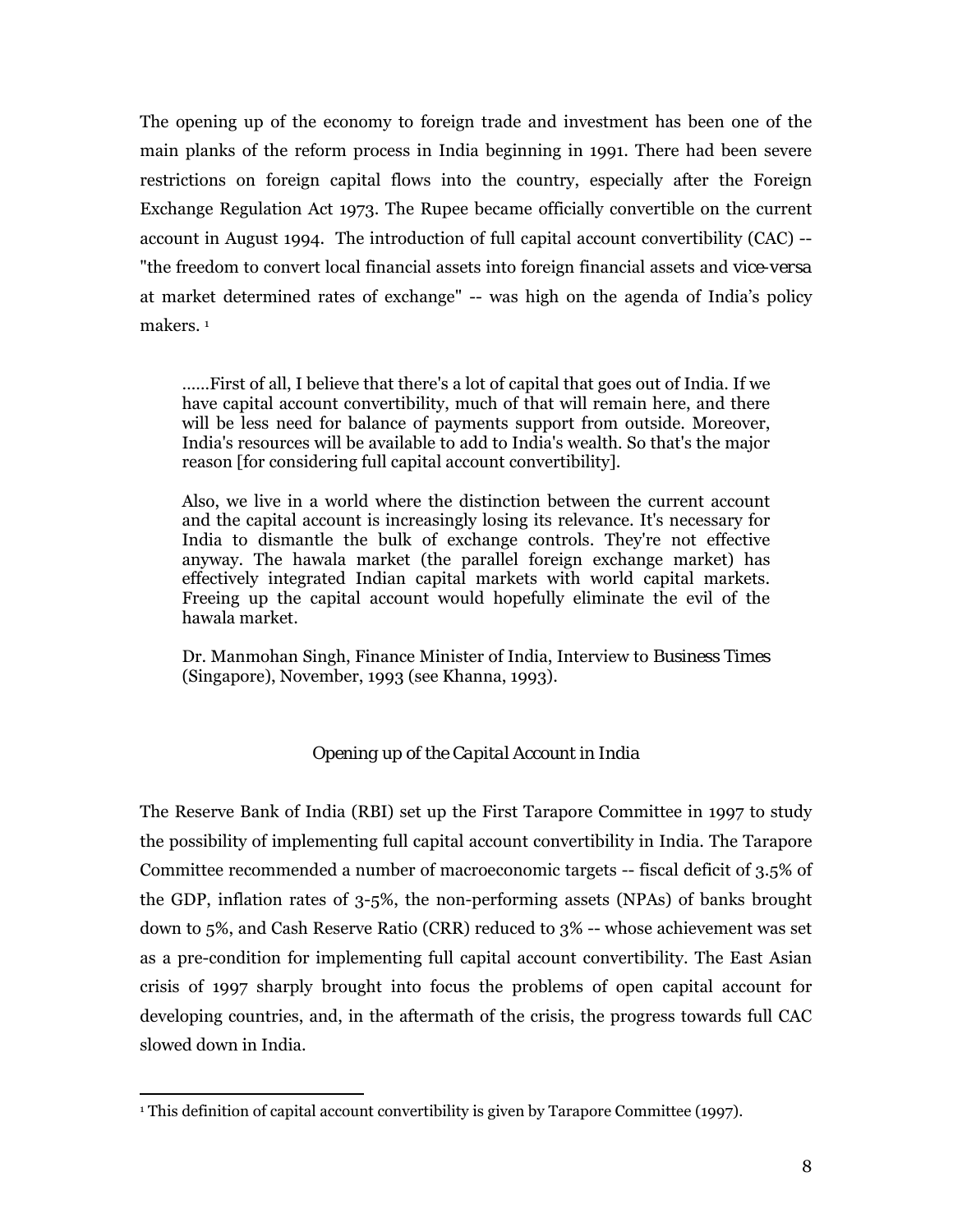The opening up of the economy to foreign trade and investment has been one of the main planks of the reform process in India beginning in 1991. There had been severe restrictions on foreign capital flows into the country, especially after the Foreign Exchange Regulation Act 1973. The Rupee became officially convertible on the current account in August 1994. The introduction of full capital account convertibility (CAC) -- "the freedom to convert local financial assets into foreign financial assets and *vice-versa* at market determined rates of exchange" -- was high on the agenda of India's policy makers. [1]

> ......First of all, I believe that there's a lot of capital that goes out of India. If we have capital account convertibility, much of that will remain here, and there will be less need for balance of payments support from outside. Moreover, India's resources will be available to add to India's wealth. So that's the major reason [for considering full capital account convertibility].
>
> Also, we live in a world where the distinction between the current account and the capital account is increasingly losing its relevance. It's necessary for India to dismantle the bulk of exchange controls. They're not effective anyway. The hawala market (the parallel foreign exchange market) has effectively integrated Indian capital markets with world capital markets. Freeing up the capital account would hopefully eliminate the evil of the hawala market.
>
> Dr. Manmohan Singh, Finance Minister of India, Interview to *Business Times* (Singapore), November, 1993 (see Khanna, 1993).

## *Opening up of the Capital Account in India*

The Reserve Bank of India (RBI) set up the First Tarapore Committee in 1997 to study the possibility of implementing full capital account convertibility in India. The Tarapore Committee recommended a number of macroeconomic targets -- fiscal deficit of 3.5% of the GDP, inflation rates of 3-5%, the non-performing assets (NPAs) of banks brought down to 5%, and Cash Reserve Ratio (CRR) reduced to 3% -- whose achievement was set as a pre-condition for implementing full capital account convertibility. The East Asian crisis of 1997 sharply brought into focus the problems of open capital account for developing countries, and, in the aftermath of the crisis, the progress towards full CAC slowed down in India.

[1] This definition of capital account convertibility is given by Tarapore Committee (1997).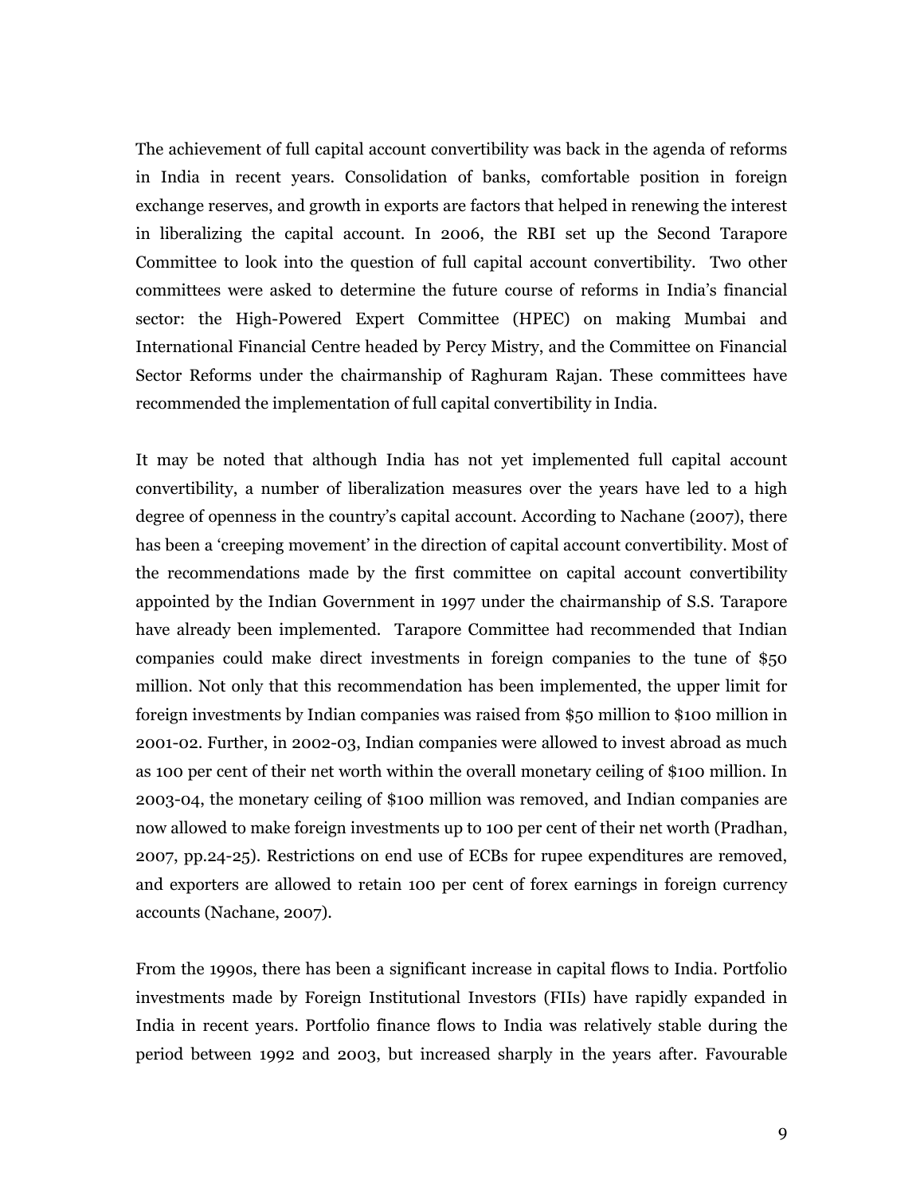The achievement of full capital account convertibility was back in the agenda of reforms in India in recent years. Consolidation of banks, comfortable position in foreign exchange reserves, and growth in exports are factors that helped in renewing the interest in liberalizing the capital account. In 2006, the RBI set up the Second Tarapore Committee to look into the question of full capital account convertibility. Two other committees were asked to determine the future course of reforms in India's financial sector: the High-Powered Expert Committee (HPEC) on making Mumbai and International Financial Centre headed by Percy Mistry, and the Committee on Financial Sector Reforms under the chairmanship of Raghuram Rajan. These committees have recommended the implementation of full capital convertibility in India.

It may be noted that although India has not yet implemented full capital account convertibility, a number of liberalization measures over the years have led to a high degree of openness in the country's capital account. According to Nachane (2007), there has been a 'creeping movement' in the direction of capital account convertibility. Most of the recommendations made by the first committee on capital account convertibility appointed by the Indian Government in 1997 under the chairmanship of S.S. Tarapore have already been implemented. Tarapore Committee had recommended that Indian companies could make direct investments in foreign companies to the tune of $50 million. Not only that this recommendation has been implemented, the upper limit for foreign investments by Indian companies was raised from $50 million to $100 million in 2001-02. Further, in 2002-03, Indian companies were allowed to invest abroad as much as 100 per cent of their net worth within the overall monetary ceiling of $100 million. In 2003-04, the monetary ceiling of $100 million was removed, and Indian companies are now allowed to make foreign investments up to 100 per cent of their net worth (Pradhan, 2007, pp.24-25). Restrictions on end use of ECBs for rupee expenditures are removed, and exporters are allowed to retain 100 per cent of forex earnings in foreign currency accounts (Nachane, 2007).

From the 1990s, there has been a significant increase in capital flows to India. Portfolio investments made by Foreign Institutional Investors (FIIs) have rapidly expanded in India in recent years. Portfolio finance flows to India was relatively stable during the period between 1992 and 2003, but increased sharply in the years after. Favourable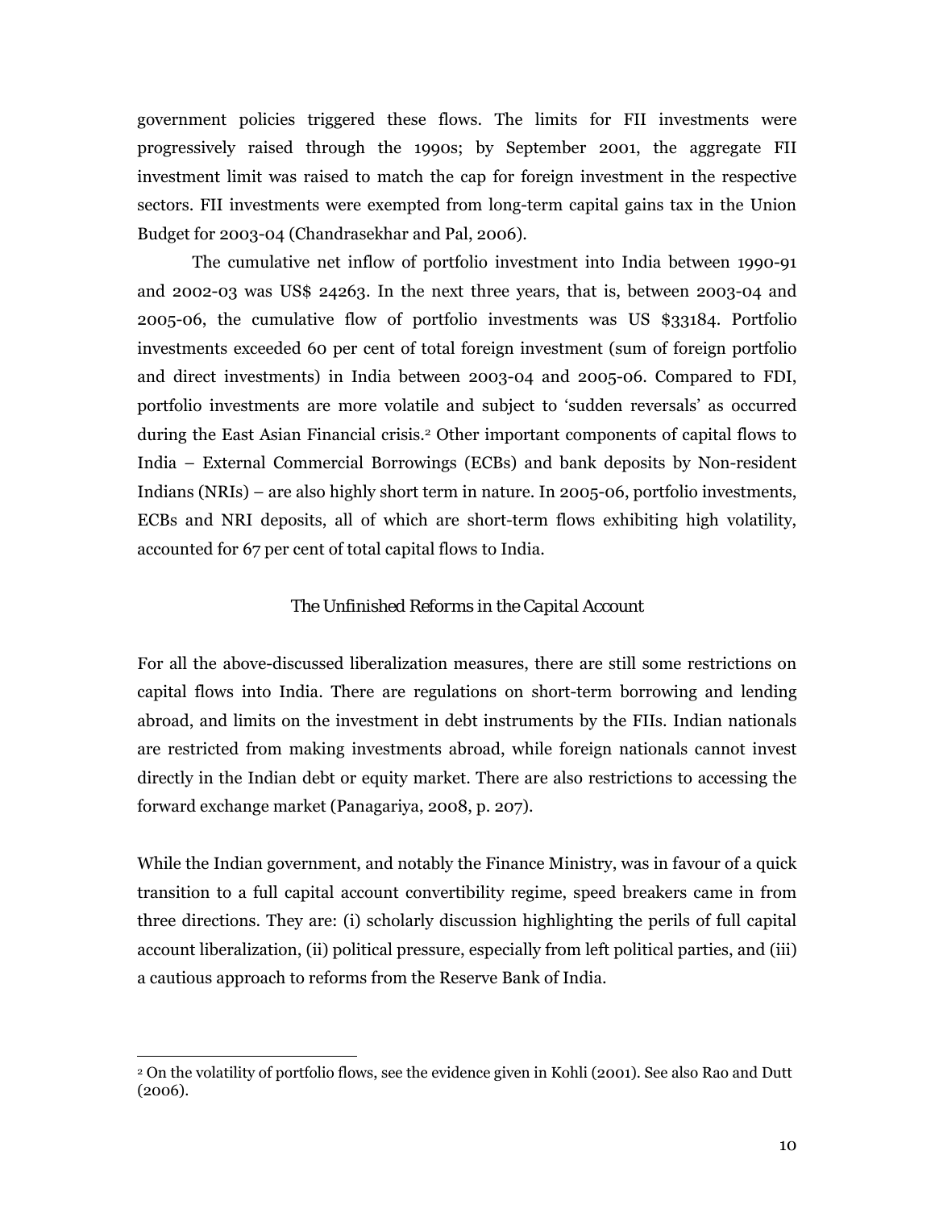government policies triggered these flows. The limits for FII investments were progressively raised through the 1990s; by September 2001, the aggregate FII investment limit was raised to match the cap for foreign investment in the respective sectors. FII investments were exempted from long-term capital gains tax in the Union Budget for 2003-04 (Chandrasekhar and Pal, 2006).

The cumulative net inflow of portfolio investment into India between 1990-91 and 2002-03 was US$ 24263. In the next three years, that is, between 2003-04 and 2005-06, the cumulative flow of portfolio investments was US $33184. Portfolio investments exceeded 60 per cent of total foreign investment (sum of foreign portfolio and direct investments) in India between 2003-04 and 2005-06. Compared to FDI, portfolio investments are more volatile and subject to 'sudden reversals' as occurred during the East Asian Financial crisis.[2] Other important components of capital flows to India – External Commercial Borrowings (ECBs) and bank deposits by Non-resident Indians (NRIs) – are also highly short term in nature. In 2005-06, portfolio investments, ECBs and NRI deposits, all of which are short-term flows exhibiting high volatility, accounted for 67 per cent of total capital flows to India.

## The Unfinished Reforms in the Capital Account

For all the above-discussed liberalization measures, there are still some restrictions on capital flows into India. There are regulations on short-term borrowing and lending abroad, and limits on the investment in debt instruments by the FIIs. Indian nationals are restricted from making investments abroad, while foreign nationals cannot invest directly in the Indian debt or equity market. There are also restrictions to accessing the forward exchange market (Panagariya, 2008, p. 207).

While the Indian government, and notably the Finance Ministry, was in favour of a quick transition to a full capital account convertibility regime, speed breakers came in from three directions. They are: (i) scholarly discussion highlighting the perils of full capital account liberalization, (ii) political pressure, especially from left political parties, and (iii) a cautious approach to reforms from the Reserve Bank of India.

---

[2] On the volatility of portfolio flows, see the evidence given in Kohli (2001). See also Rao and Dutt (2006).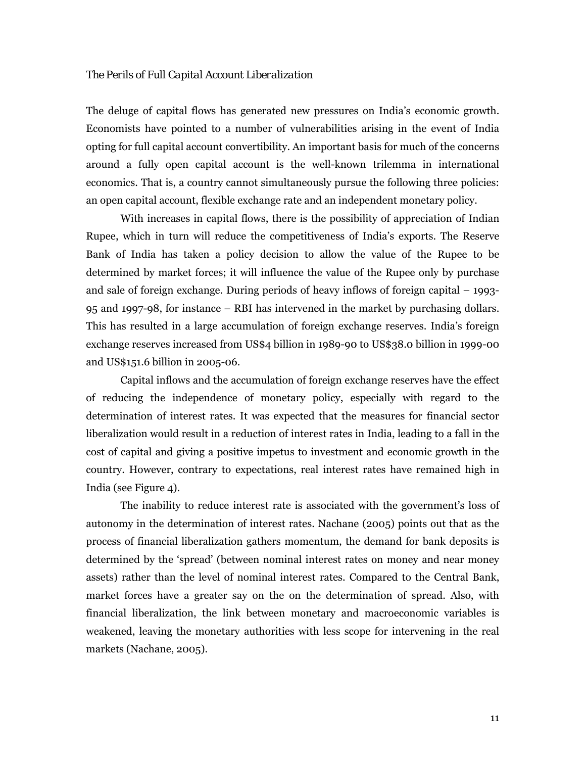*The Perils of Full Capital Account Liberalization*

The deluge of capital flows has generated new pressures on India's economic growth. Economists have pointed to a number of vulnerabilities arising in the event of India opting for full capital account convertibility. An important basis for much of the concerns around a fully open capital account is the well-known trilemma in international economics. That is, a country cannot simultaneously pursue the following three policies: an open capital account, flexible exchange rate and an independent monetary policy.

With increases in capital flows, there is the possibility of appreciation of Indian Rupee, which in turn will reduce the competitiveness of India's exports. The Reserve Bank of India has taken a policy decision to allow the value of the Rupee to be determined by market forces; it will influence the value of the Rupee only by purchase and sale of foreign exchange. During periods of heavy inflows of foreign capital – 1993-95 and 1997-98, for instance – RBI has intervened in the market by purchasing dollars. This has resulted in a large accumulation of foreign exchange reserves. India's foreign exchange reserves increased from US$4 billion in 1989-90 to US$38.0 billion in 1999-00 and US$151.6 billion in 2005-06.

Capital inflows and the accumulation of foreign exchange reserves have the effect of reducing the independence of monetary policy, especially with regard to the determination of interest rates. It was expected that the measures for financial sector liberalization would result in a reduction of interest rates in India, leading to a fall in the cost of capital and giving a positive impetus to investment and economic growth in the country. However, contrary to expectations, real interest rates have remained high in India (see Figure 4).

The inability to reduce interest rate is associated with the government's loss of autonomy in the determination of interest rates. Nachane (2005) points out that as the process of financial liberalization gathers momentum, the demand for bank deposits is determined by the 'spread' (between nominal interest rates on money and near money assets) rather than the level of nominal interest rates. Compared to the Central Bank, market forces have a greater say on the on the determination of spread. Also, with financial liberalization, the link between monetary and macroeconomic variables is weakened, leaving the monetary authorities with less scope for intervening in the real markets (Nachane, 2005).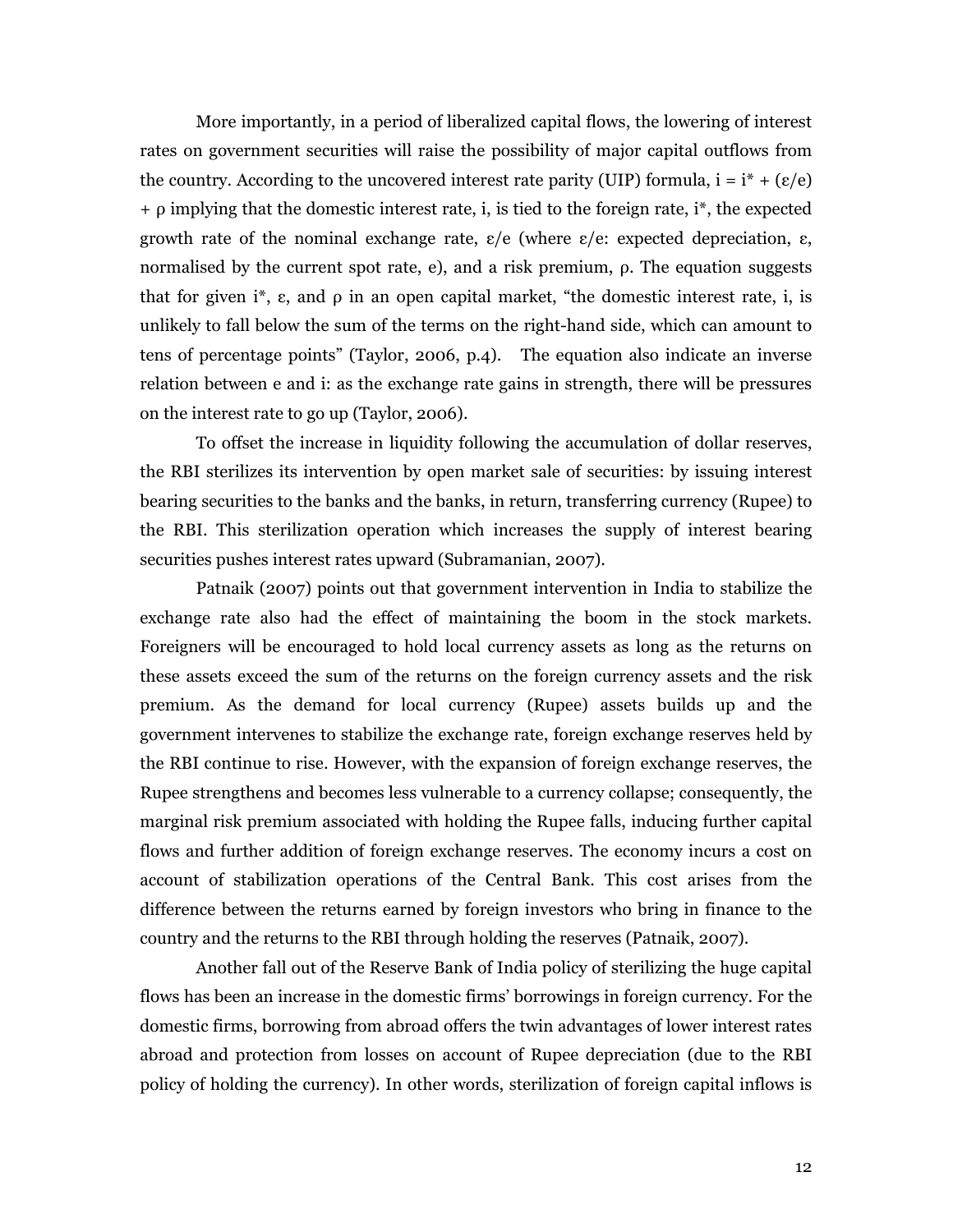More importantly, in a period of liberalized capital flows, the lowering of interest rates on government securities will raise the possibility of major capital outflows from the country. According to the uncovered interest rate parity (UIP) formula, $i = i^* + (\varepsilon/e) + \rho$ implying that the domestic interest rate, i, is tied to the foreign rate, $i^*$, the expected growth rate of the nominal exchange rate, $\varepsilon/e$ (where $\varepsilon/e$: expected depreciation, $\varepsilon$, normalised by the current spot rate, e), and a risk premium, $\rho$. The equation suggests that for given $i^*$, $\varepsilon$, and $\rho$ in an open capital market, "the domestic interest rate, i, is unlikely to fall below the sum of the terms on the right-hand side, which can amount to tens of percentage points" (Taylor, 2006, p.4). The equation also indicate an inverse relation between e and i: as the exchange rate gains in strength, there will be pressures on the interest rate to go up (Taylor, 2006).

To offset the increase in liquidity following the accumulation of dollar reserves, the RBI sterilizes its intervention by open market sale of securities: by issuing interest bearing securities to the banks and the banks, in return, transferring currency (Rupee) to the RBI. This sterilization operation which increases the supply of interest bearing securities pushes interest rates upward (Subramanian, 2007).

Patnaik (2007) points out that government intervention in India to stabilize the exchange rate also had the effect of maintaining the boom in the stock markets. Foreigners will be encouraged to hold local currency assets as long as the returns on these assets exceed the sum of the returns on the foreign currency assets and the risk premium. As the demand for local currency (Rupee) assets builds up and the government intervenes to stabilize the exchange rate, foreign exchange reserves held by the RBI continue to rise. However, with the expansion of foreign exchange reserves, the Rupee strengthens and becomes less vulnerable to a currency collapse; consequently, the marginal risk premium associated with holding the Rupee falls, inducing further capital flows and further addition of foreign exchange reserves. The economy incurs a cost on account of stabilization operations of the Central Bank. This cost arises from the difference between the returns earned by foreign investors who bring in finance to the country and the returns to the RBI through holding the reserves (Patnaik, 2007).

Another fall out of the Reserve Bank of India policy of sterilizing the huge capital flows has been an increase in the domestic firms' borrowings in foreign currency. For the domestic firms, borrowing from abroad offers the twin advantages of lower interest rates abroad and protection from losses on account of Rupee depreciation (due to the RBI policy of holding the currency). In other words, sterilization of foreign capital inflows is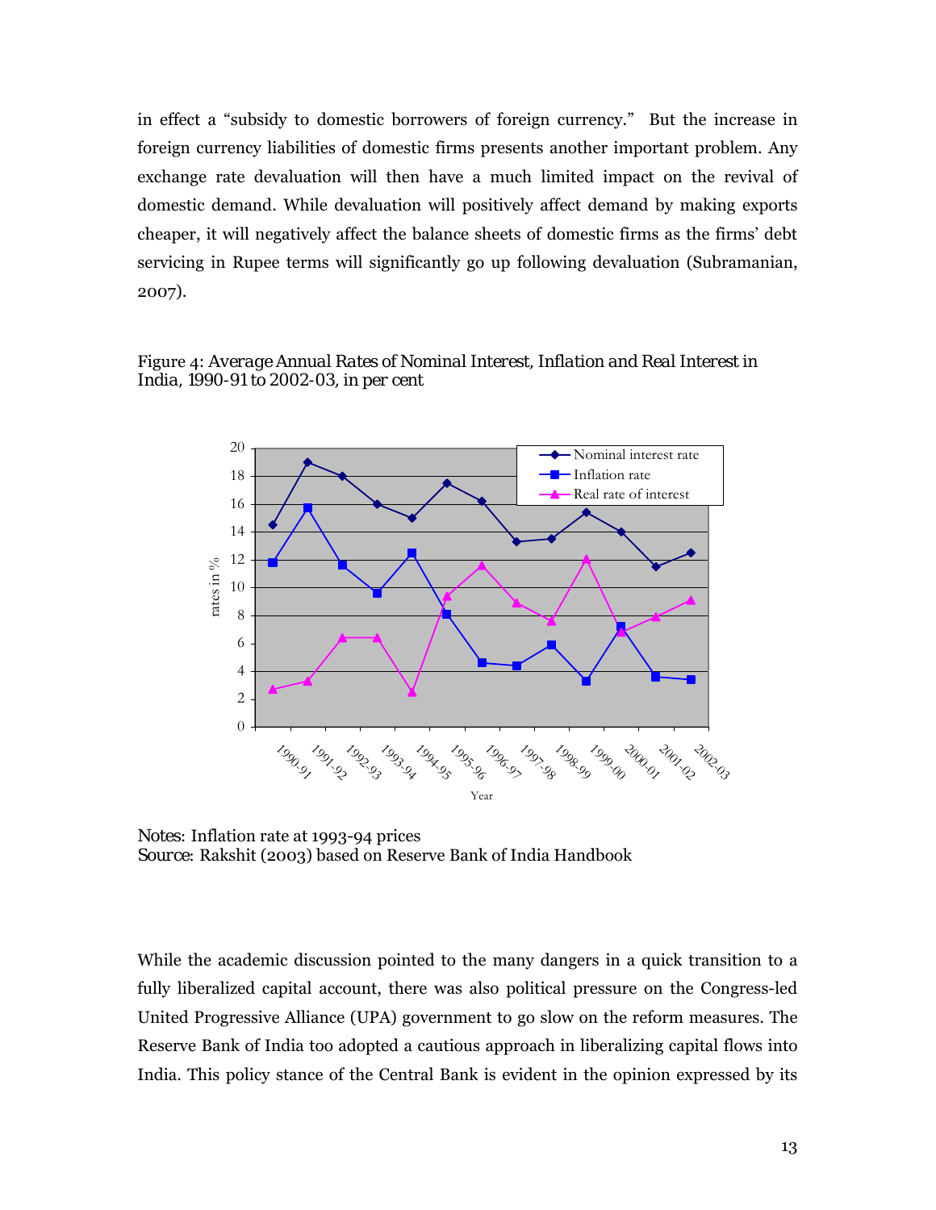in effect a "subsidy to domestic borrowers of foreign currency." But the increase in foreign currency liabilities of domestic firms presents another important problem. Any exchange rate devaluation will then have a much limited impact on the revival of domestic demand. While devaluation will positively affect demand by making exports cheaper, it will negatively affect the balance sheets of domestic firms as the firms' debt servicing in Rupee terms will significantly go up following devaluation (Subramanian, 2007).

Figure 4: *Average Annual Rates of Nominal Interest, Inflation and Real Interest in India, 1990-91 to 2002-03, in per cent*

Notes: Inflation rate at 1993-94 prices
Source: Rakshit (2003) based on Reserve Bank of India Handbook

While the academic discussion pointed to the many dangers in a quick transition to a fully liberalized capital account, there was also political pressure on the Congress-led United Progressive Alliance (UPA) government to go slow on the reform measures. The Reserve Bank of India too adopted a cautious approach in liberalizing capital flows into India. This policy stance of the Central Bank is evident in the opinion expressed by its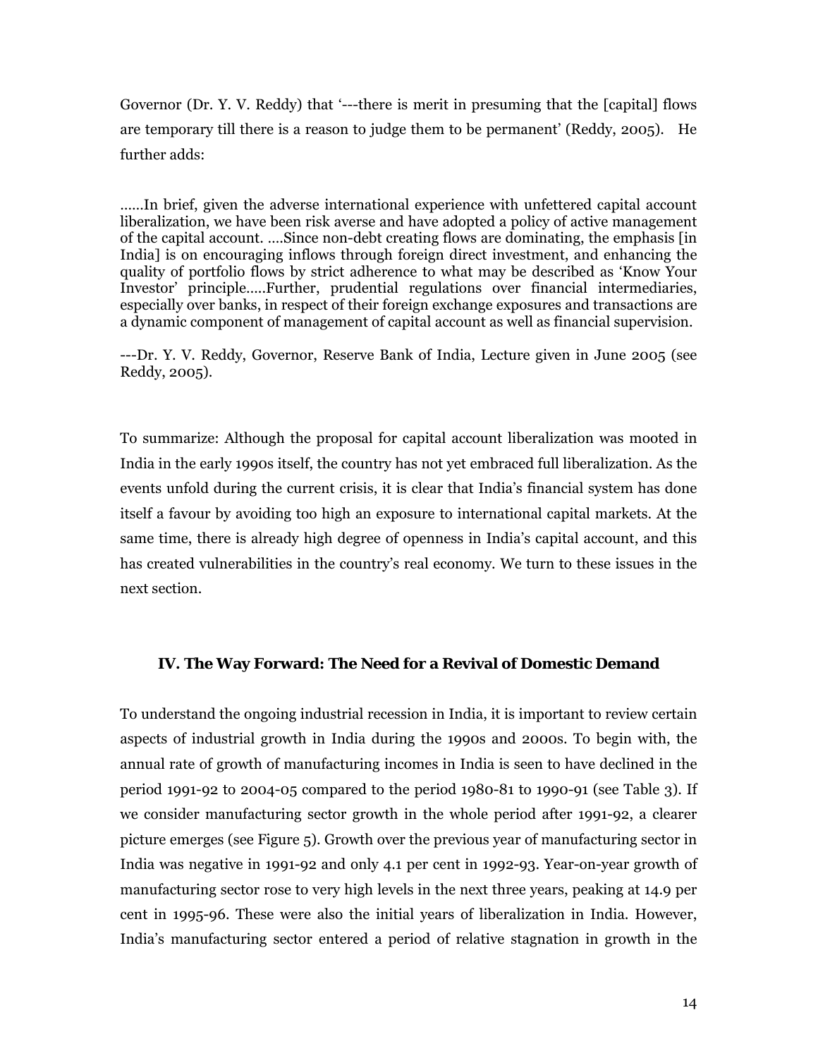Governor (Dr. Y. V. Reddy) that '---there is merit in presuming that the [capital] flows are temporary till there is a reason to judge them to be permanent' (Reddy, 2005). He further adds:

> ……In brief, given the adverse international experience with unfettered capital account liberalization, we have been risk averse and have adopted a policy of active management of the capital account. ….Since non-debt creating flows are dominating, the emphasis [in India] is on encouraging inflows through foreign direct investment, and enhancing the quality of portfolio flows by strict adherence to what may be described as 'Know Your Investor' principle…..Further, prudential regulations over financial intermediaries, especially over banks, in respect of their foreign exchange exposures and transactions are a dynamic component of management of capital account as well as financial supervision.
>
> ---Dr. Y. V. Reddy, Governor, Reserve Bank of India, Lecture given in June 2005 (see Reddy, 2005).

To summarize: Although the proposal for capital account liberalization was mooted in India in the early 1990s itself, the country has not yet embraced full liberalization. As the events unfold during the current crisis, it is clear that India's financial system has done itself a favour by avoiding too high an exposure to international capital markets. At the same time, there is already high degree of openness in India's capital account, and this has created vulnerabilities in the country's real economy. We turn to these issues in the next section.

## IV. The Way Forward: The Need for a Revival of Domestic Demand

To understand the ongoing industrial recession in India, it is important to review certain aspects of industrial growth in India during the 1990s and 2000s. To begin with, the annual rate of growth of manufacturing incomes in India is seen to have declined in the period 1991-92 to 2004-05 compared to the period 1980-81 to 1990-91 (see Table 3). If we consider manufacturing sector growth in the whole period after 1991-92, a clearer picture emerges (see Figure 5). Growth over the previous year of manufacturing sector in India was negative in 1991-92 and only 4.1 per cent in 1992-93. Year-on-year growth of manufacturing sector rose to very high levels in the next three years, peaking at 14.9 per cent in 1995-96. These were also the initial years of liberalization in India. However, India's manufacturing sector entered a period of relative stagnation in growth in the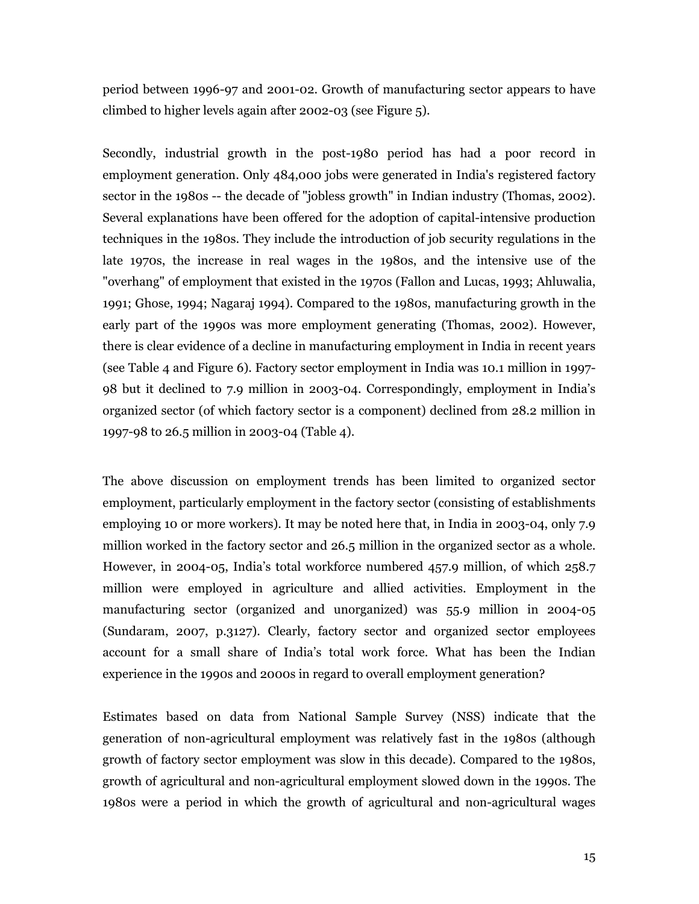period between 1996-97 and 2001-02. Growth of manufacturing sector appears to have climbed to higher levels again after 2002-03 (see Figure 5).

Secondly, industrial growth in the post-1980 period has had a poor record in employment generation. Only 484,000 jobs were generated in India's registered factory sector in the 1980s -- the decade of "jobless growth" in Indian industry (Thomas, 2002). Several explanations have been offered for the adoption of capital-intensive production techniques in the 1980s. They include the introduction of job security regulations in the late 1970s, the increase in real wages in the 1980s, and the intensive use of the "overhang" of employment that existed in the 1970s (Fallon and Lucas, 1993; Ahluwalia, 1991; Ghose, 1994; Nagaraj 1994). Compared to the 1980s, manufacturing growth in the early part of the 1990s was more employment generating (Thomas, 2002). However, there is clear evidence of a decline in manufacturing employment in India in recent years (see Table 4 and Figure 6). Factory sector employment in India was 10.1 million in 1997-98 but it declined to 7.9 million in 2003-04. Correspondingly, employment in India's organized sector (of which factory sector is a component) declined from 28.2 million in 1997-98 to 26.5 million in 2003-04 (Table 4).

The above discussion on employment trends has been limited to organized sector employment, particularly employment in the factory sector (consisting of establishments employing 10 or more workers). It may be noted here that, in India in 2003-04, only 7.9 million worked in the factory sector and 26.5 million in the organized sector as a whole. However, in 2004-05, India's total workforce numbered 457.9 million, of which 258.7 million were employed in agriculture and allied activities. Employment in the manufacturing sector (organized and unorganized) was 55.9 million in 2004-05 (Sundaram, 2007, p.3127). Clearly, factory sector and organized sector employees account for a small share of India's total work force. What has been the Indian experience in the 1990s and 2000s in regard to overall employment generation?

Estimates based on data from National Sample Survey (NSS) indicate that the generation of non-agricultural employment was relatively fast in the 1980s (although growth of factory sector employment was slow in this decade). Compared to the 1980s, growth of agricultural and non-agricultural employment slowed down in the 1990s. The 1980s were a period in which the growth of agricultural and non-agricultural wages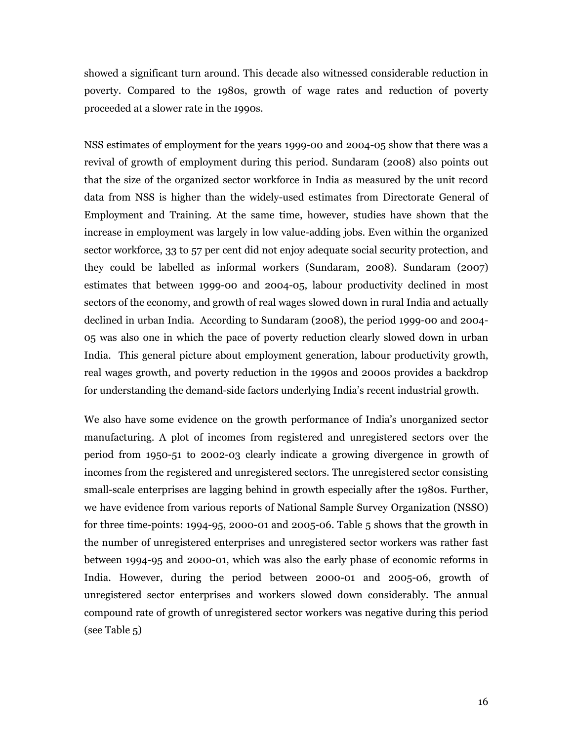showed a significant turn around. This decade also witnessed considerable reduction in poverty. Compared to the 1980s, growth of wage rates and reduction of poverty proceeded at a slower rate in the 1990s.

NSS estimates of employment for the years 1999-00 and 2004-05 show that there was a revival of growth of employment during this period. Sundaram (2008) also points out that the size of the organized sector workforce in India as measured by the unit record data from NSS is higher than the widely-used estimates from Directorate General of Employment and Training. At the same time, however, studies have shown that the increase in employment was largely in low value-adding jobs. Even within the organized sector workforce, 33 to 57 per cent did not enjoy adequate social security protection, and they could be labelled as informal workers (Sundaram, 2008). Sundaram (2007) estimates that between 1999-00 and 2004-05, labour productivity declined in most sectors of the economy, and growth of real wages slowed down in rural India and actually declined in urban India. According to Sundaram (2008), the period 1999-00 and 2004-05 was also one in which the pace of poverty reduction clearly slowed down in urban India. This general picture about employment generation, labour productivity growth, real wages growth, and poverty reduction in the 1990s and 2000s provides a backdrop for understanding the demand-side factors underlying India's recent industrial growth.

We also have some evidence on the growth performance of India's unorganized sector manufacturing. A plot of incomes from registered and unregistered sectors over the period from 1950-51 to 2002-03 clearly indicate a growing divergence in growth of incomes from the registered and unregistered sectors. The unregistered sector consisting small-scale enterprises are lagging behind in growth especially after the 1980s. Further, we have evidence from various reports of National Sample Survey Organization (NSSO) for three time-points: 1994-95, 2000-01 and 2005-06. Table 5 shows that the growth in the number of unregistered enterprises and unregistered sector workers was rather fast between 1994-95 and 2000-01, which was also the early phase of economic reforms in India. However, during the period between 2000-01 and 2005-06, growth of unregistered sector enterprises and workers slowed down considerably. The annual compound rate of growth of unregistered sector workers was negative during this period (see Table 5)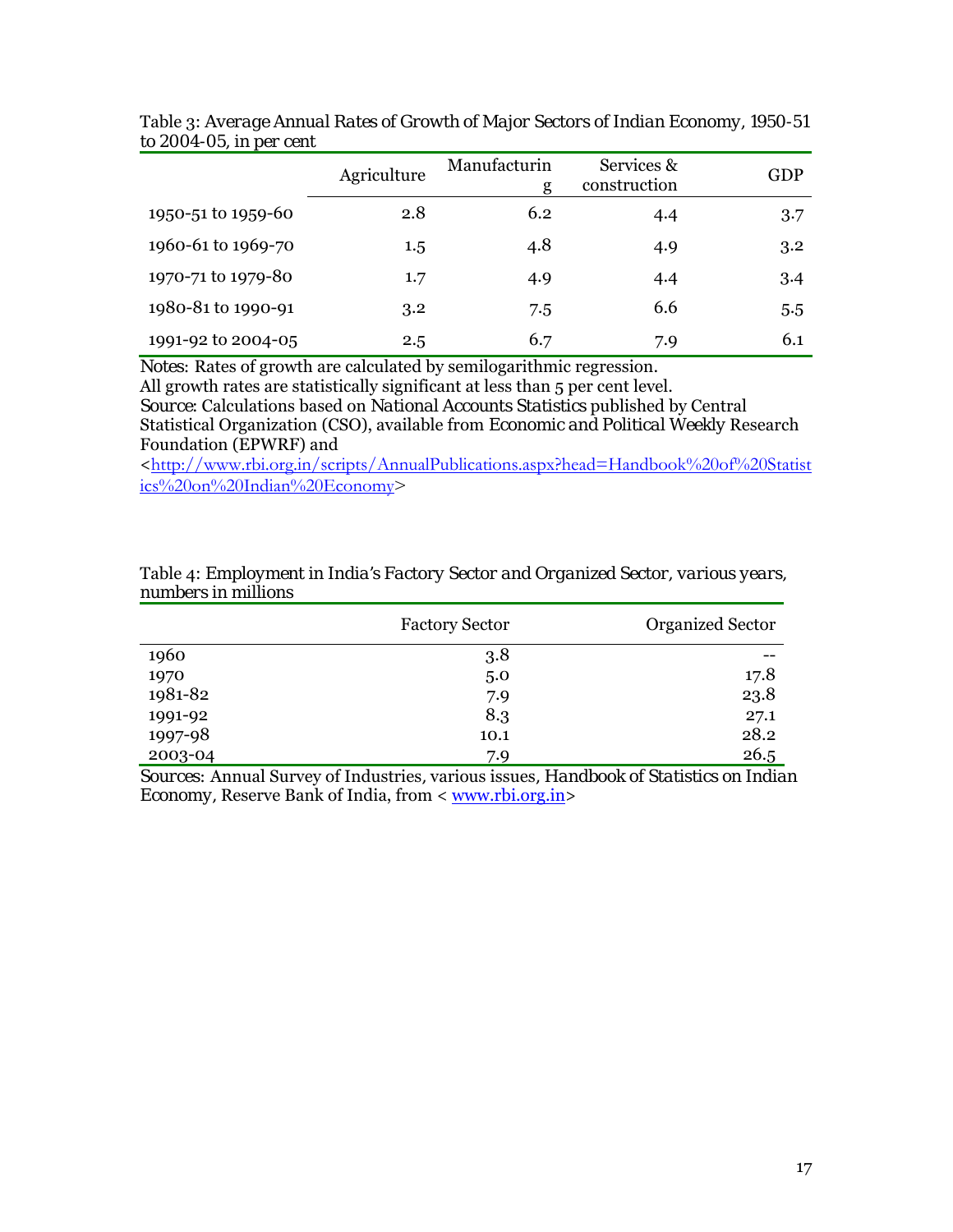*Table 3: Average Annual Rates of Growth of Major Sectors of Indian Economy, 1950-51 to 2004-05, in per cent*

| | Agriculture | Manufacturing | Services & construction | GDP |
|---|---|---|---|---|
| 1950-51 to 1959-60 | 2.8 | 6.2 | 4.4 | 3.7 |
| 1960-61 to 1969-70 | 1.5 | 4.8 | 4.9 | 3.2 |
| 1970-71 to 1979-80 | 1.7 | 4.9 | 4.4 | 3.4 |
| 1980-81 to 1990-91 | 3.2 | 7.5 | 6.6 | 5.5 |
| 1991-92 to 2004-05 | 2.5 | 6.7 | 7.9 | 6.1 |

*Notes:* Rates of growth are calculated by semilogarithmic regression.
All growth rates are statistically significant at less than 5 per cent level.
*Source:* Calculations based on *National Accounts Statistics* published by Central Statistical Organization (CSO), available from *Economic and Political Weekly* Research Foundation (EPWRF) and <http://www.rbi.org.in/scripts/AnnualPublications.aspx?head=Handbook%20of%20Statistics%20on%20Indian%20Economy>

*Table 4: Employment in India's Factory Sector and Organized Sector, various years, numbers in millions*

| | Factory Sector | Organized Sector |
|---|---|---|
| 1960 | 3.8 | -- |
| 1970 | 5.0 | 17.8 |
| 1981-82 | 7.9 | 23.8 |
| 1991-92 | 8.3 | 27.1 |
| 1997-98 | 10.1 | 28.2 |
| 2003-04 | 7.9 | 26.5 |

*Sources:* Annual Survey of Industries, various issues, *Handbook of Statistics on Indian Economy*, Reserve Bank of India, from < www.rbi.org.in>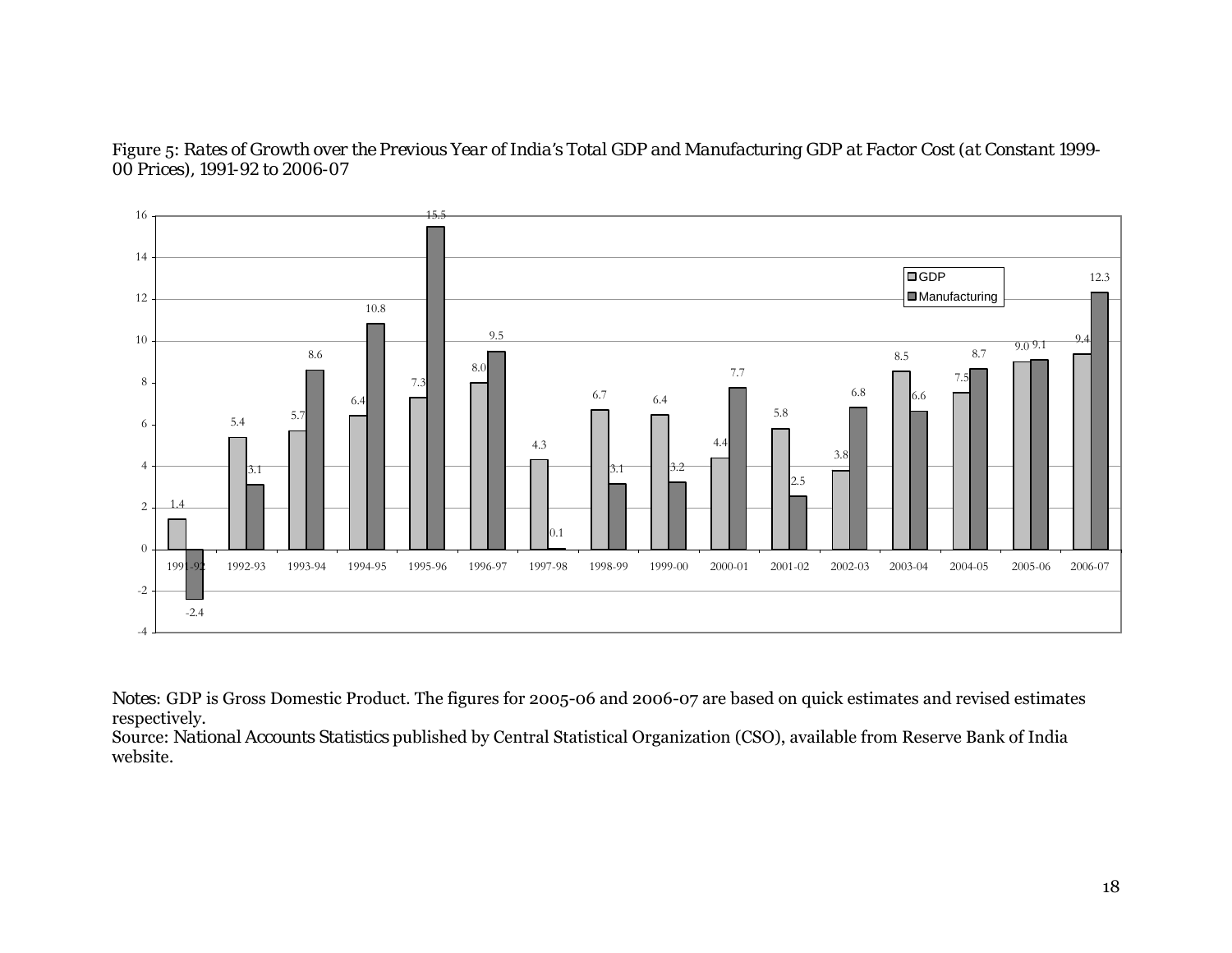Figure 5: Rates of Growth over the Previous Year of India's Total GDP and Manufacturing GDP at Factor Cost (at Constant 1999-00 Prices), 1991-92 to 2006-07

| Year | GDP | Manufacturing |
|---|---|---|
| 1991-92 | 1.4 | -2.4 |
| 1992-93 | 5.4 | 3.1 |
| 1993-94 | 5.7 | 8.6 |
| 1994-95 | 6.4 | 10.8 |
| 1995-96 | 7.3 | 15.5 |
| 1996-97 | 8.0 | 9.5 |
| 1997-98 | 4.3 | 0.1 |
| 1998-99 | 6.7 | 3.1 |
| 1999-00 | 6.4 | 3.2 |
| 2000-01 | 4.4 | 7.7 |
| 2001-02 | 5.8 | 2.5 |
| 2002-03 | 3.8 | 6.8 |
| 2003-04 | 8.5 | 6.6 |
| 2004-05 | 7.5 | 8.7 |
| 2005-06 | 9.0 | 9.1 |
| 2006-07 | 9.4 | 12.3 |

*Notes*: GDP is Gross Domestic Product. The figures for 2005-06 and 2006-07 are based on quick estimates and revised estimates respectively.
Source: *National Accounts Statistics* published by Central Statistical Organization (CSO), available from Reserve Bank of India website.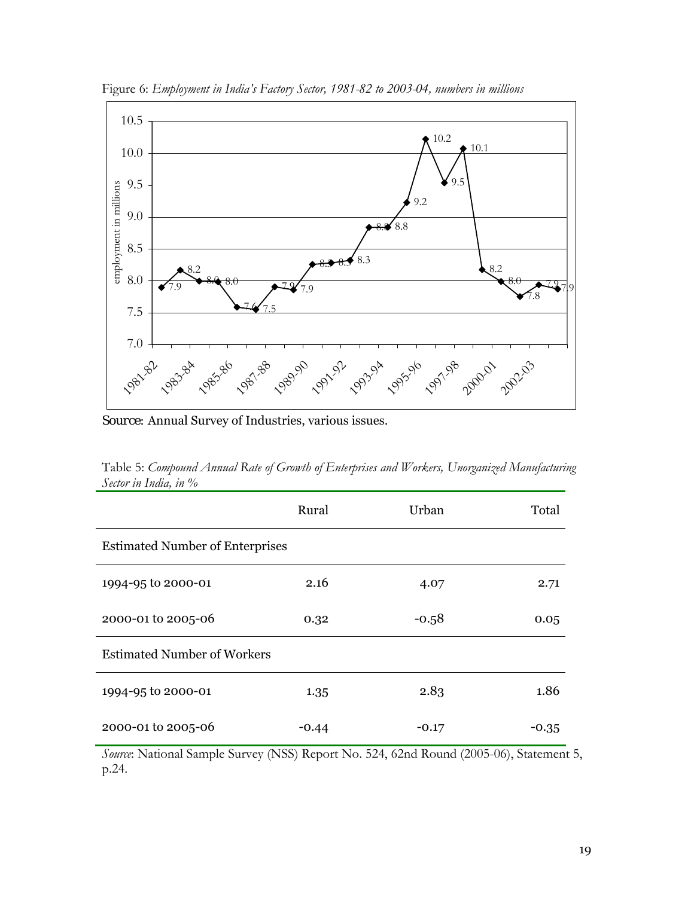Figure 6: *Employment in India's Factory Sector, 1981-82 to 2003-04, numbers in millions*

Source: Annual Survey of Industries, various issues.

Table 5: *Compound Annual Rate of Growth of Enterprises and Workers, Unorganized Manufacturing Sector in India, in %*

| | Rural | Urban | Total |
|---|---|---|---|
| Estimated Number of Enterprises | | | |
| 1994-95 to 2000-01 | 2.16 | 4.07 | 2.71 |
| 2000-01 to 2005-06 | 0.32 | -0.58 | 0.05 |
| Estimated Number of Workers | | | |
| 1994-95 to 2000-01 | 1.35 | 2.83 | 1.86 |
| 2000-01 to 2005-06 | -0.44 | -0.17 | -0.35 |

*Source*: National Sample Survey (NSS) Report No. 524, 62nd Round (2005-06), Statement 5, p.24.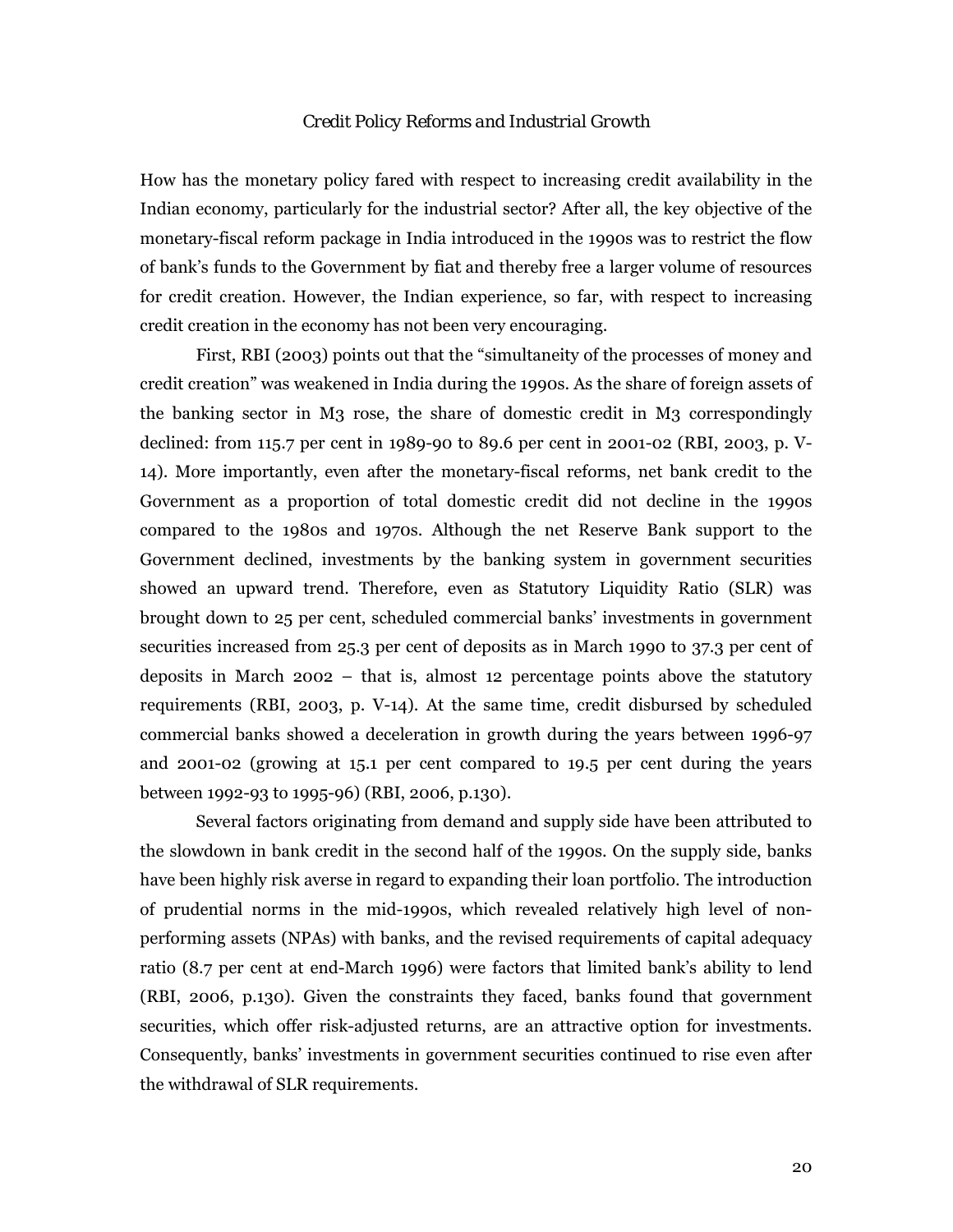## Credit Policy Reforms and Industrial Growth

How has the monetary policy fared with respect to increasing credit availability in the Indian economy, particularly for the industrial sector? After all, the key objective of the monetary-fiscal reform package in India introduced in the 1990s was to restrict the flow of bank's funds to the Government by fiat and thereby free a larger volume of resources for credit creation. However, the Indian experience, so far, with respect to increasing credit creation in the economy has not been very encouraging.

First, RBI (2003) points out that the "simultaneity of the processes of money and credit creation" was weakened in India during the 1990s. As the share of foreign assets of the banking sector in M3 rose, the share of domestic credit in M3 correspondingly declined: from 115.7 per cent in 1989-90 to 89.6 per cent in 2001-02 (RBI, 2003, p. V-14). More importantly, even after the monetary-fiscal reforms, net bank credit to the Government as a proportion of total domestic credit did not decline in the 1990s compared to the 1980s and 1970s. Although the net Reserve Bank support to the Government declined, investments by the banking system in government securities showed an upward trend. Therefore, even as Statutory Liquidity Ratio (SLR) was brought down to 25 per cent, scheduled commercial banks' investments in government securities increased from 25.3 per cent of deposits as in March 1990 to 37.3 per cent of deposits in March 2002 – that is, almost 12 percentage points above the statutory requirements (RBI, 2003, p. V-14). At the same time, credit disbursed by scheduled commercial banks showed a deceleration in growth during the years between 1996-97 and 2001-02 (growing at 15.1 per cent compared to 19.5 per cent during the years between 1992-93 to 1995-96) (RBI, 2006, p.130).

Several factors originating from demand and supply side have been attributed to the slowdown in bank credit in the second half of the 1990s. On the supply side, banks have been highly risk averse in regard to expanding their loan portfolio. The introduction of prudential norms in the mid-1990s, which revealed relatively high level of non-performing assets (NPAs) with banks, and the revised requirements of capital adequacy ratio (8.7 per cent at end-March 1996) were factors that limited bank's ability to lend (RBI, 2006, p.130). Given the constraints they faced, banks found that government securities, which offer risk-adjusted returns, are an attractive option for investments. Consequently, banks' investments in government securities continued to rise even after the withdrawal of SLR requirements.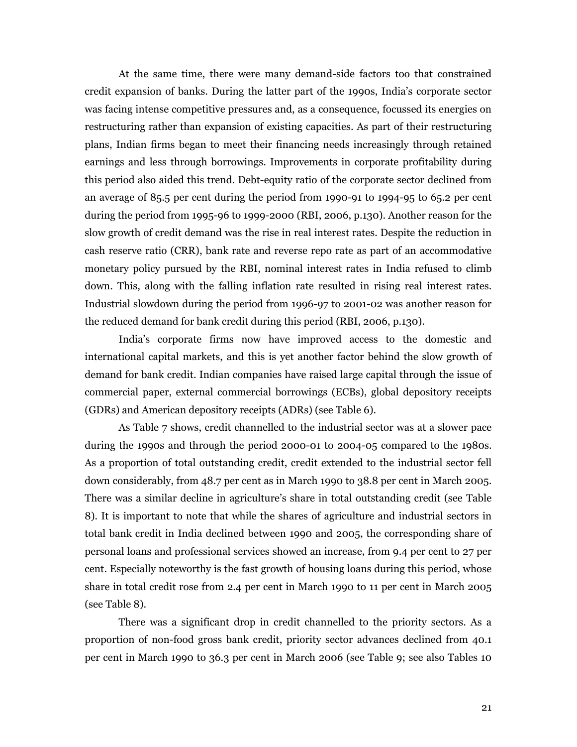At the same time, there were many demand-side factors too that constrained credit expansion of banks. During the latter part of the 1990s, India's corporate sector was facing intense competitive pressures and, as a consequence, focussed its energies on restructuring rather than expansion of existing capacities. As part of their restructuring plans, Indian firms began to meet their financing needs increasingly through retained earnings and less through borrowings. Improvements in corporate profitability during this period also aided this trend. Debt-equity ratio of the corporate sector declined from an average of 85.5 per cent during the period from 1990-91 to 1994-95 to 65.2 per cent during the period from 1995-96 to 1999-2000 (RBI, 2006, p.130). Another reason for the slow growth of credit demand was the rise in real interest rates. Despite the reduction in cash reserve ratio (CRR), bank rate and reverse repo rate as part of an accommodative monetary policy pursued by the RBI, nominal interest rates in India refused to climb down. This, along with the falling inflation rate resulted in rising real interest rates. Industrial slowdown during the period from 1996-97 to 2001-02 was another reason for the reduced demand for bank credit during this period (RBI, 2006, p.130).

India's corporate firms now have improved access to the domestic and international capital markets, and this is yet another factor behind the slow growth of demand for bank credit. Indian companies have raised large capital through the issue of commercial paper, external commercial borrowings (ECBs), global depository receipts (GDRs) and American depository receipts (ADRs) (see Table 6).

As Table 7 shows, credit channelled to the industrial sector was at a slower pace during the 1990s and through the period 2000-01 to 2004-05 compared to the 1980s. As a proportion of total outstanding credit, credit extended to the industrial sector fell down considerably, from 48.7 per cent as in March 1990 to 38.8 per cent in March 2005. There was a similar decline in agriculture's share in total outstanding credit (see Table 8). It is important to note that while the shares of agriculture and industrial sectors in total bank credit in India declined between 1990 and 2005, the corresponding share of personal loans and professional services showed an increase, from 9.4 per cent to 27 per cent. Especially noteworthy is the fast growth of housing loans during this period, whose share in total credit rose from 2.4 per cent in March 1990 to 11 per cent in March 2005 (see Table 8).

There was a significant drop in credit channelled to the priority sectors. As a proportion of non-food gross bank credit, priority sector advances declined from 40.1 per cent in March 1990 to 36.3 per cent in March 2006 (see Table 9; see also Tables 10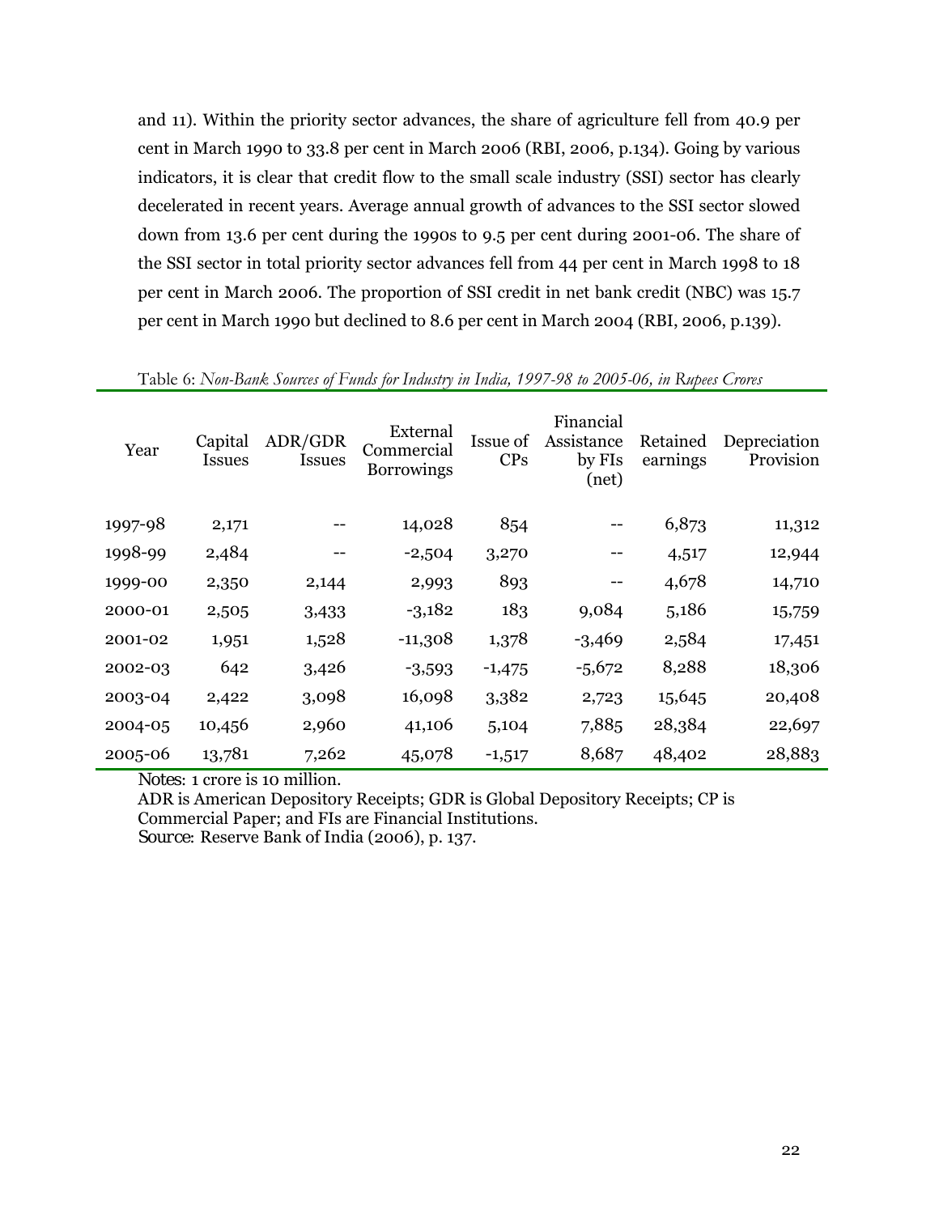and 11). Within the priority sector advances, the share of agriculture fell from 40.9 per cent in March 1990 to 33.8 per cent in March 2006 (RBI, 2006, p.134). Going by various indicators, it is clear that credit flow to the small scale industry (SSI) sector has clearly decelerated in recent years. Average annual growth of advances to the SSI sector slowed down from 13.6 per cent during the 1990s to 9.5 per cent during 2001-06. The share of the SSI sector in total priority sector advances fell from 44 per cent in March 1998 to 18 per cent in March 2006. The proportion of SSI credit in net bank credit (NBC) was 15.7 per cent in March 1990 but declined to 8.6 per cent in March 2004 (RBI, 2006, p.139).

Table 6: *Non-Bank Sources of Funds for Industry in India, 1997-98 to 2005-06, in Rupees Crores*

| Year | Capital Issues | ADR/GDR Issues | External Commercial Borrowings | Issue of CPs | Financial Assistance by FIs (net) | Retained earnings | Depreciation Provision |
|---|---|---|---|---|---|---|---|
| 1997-98 | 2,171 | -- | 14,028 | 854 | -- | 6,873 | 11,312 |
| 1998-99 | 2,484 | -- | -2,504 | 3,270 | -- | 4,517 | 12,944 |
| 1999-00 | 2,350 | 2,144 | 2,993 | 893 | -- | 4,678 | 14,710 |
| 2000-01 | 2,505 | 3,433 | -3,182 | 183 | 9,084 | 5,186 | 15,759 |
| 2001-02 | 1,951 | 1,528 | -11,308 | 1,378 | -3,469 | 2,584 | 17,451 |
| 2002-03 | 642 | 3,426 | -3,593 | -1,475 | -5,672 | 8,288 | 18,306 |
| 2003-04 | 2,422 | 3,098 | 16,098 | 3,382 | 2,723 | 15,645 | 20,408 |
| 2004-05 | 10,456 | 2,960 | 41,106 | 5,104 | 7,885 | 28,384 | 22,697 |
| 2005-06 | 13,781 | 7,262 | 45,078 | -1,517 | 8,687 | 48,402 | 28,883 |

Notes: 1 crore is 10 million.
ADR is American Depository Receipts; GDR is Global Depository Receipts; CP is Commercial Paper; and FIs are Financial Institutions.
Source: Reserve Bank of India (2006), p. 137.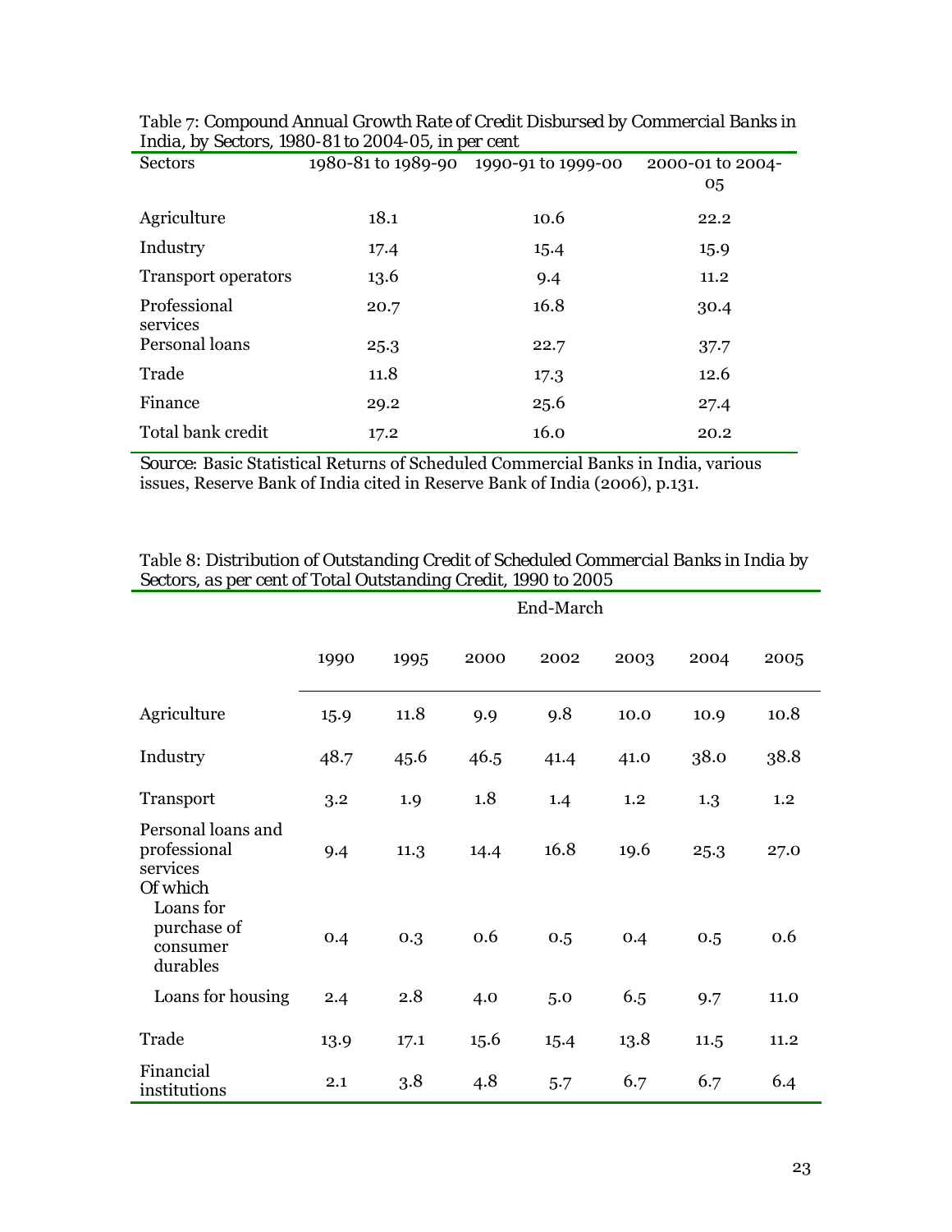Table 7: Compound Annual Growth Rate of Credit Disbursed by Commercial Banks in India, by Sectors, 1980-81 to 2004-05, in per cent

| Sectors | 1980-81 to 1989-90 | 1990-91 to 1999-00 | 2000-01 to 2004-05 |
|---|---|---|---|
| Agriculture | 18.1 | 10.6 | 22.2 |
| Industry | 17.4 | 15.4 | 15.9 |
| Transport operators | 13.6 | 9.4 | 11.2 |
| Professional services | 20.7 | 16.8 | 30.4 |
| Personal loans | 25.3 | 22.7 | 37.7 |
| Trade | 11.8 | 17.3 | 12.6 |
| Finance | 29.2 | 25.6 | 27.4 |
| Total bank credit | 17.2 | 16.0 | 20.2 |

Source: Basic Statistical Returns of Scheduled Commercial Banks in India, various issues, Reserve Bank of India cited in Reserve Bank of India (2006), p.131.

Table 8: Distribution of Outstanding Credit of Scheduled Commercial Banks in India by Sectors, as per cent of Total Outstanding Credit, 1990 to 2005

| | End-March | | | | | | |
|---|---|---|---|---|---|---|---|
| | 1990 | 1995 | 2000 | 2002 | 2003 | 2004 | 2005 |
| Agriculture | 15.9 | 11.8 | 9.9 | 9.8 | 10.0 | 10.9 | 10.8 |
| Industry | 48.7 | 45.6 | 46.5 | 41.4 | 41.0 | 38.0 | 38.8 |
| Transport | 3.2 | 1.9 | 1.8 | 1.4 | 1.2 | 1.3 | 1.2 |
| Personal loans and professional services | 9.4 | 11.3 | 14.4 | 16.8 | 19.6 | 25.3 | 27.0 |
| Of which | | | | | | | |
| Loans for purchase of consumer durables | 0.4 | 0.3 | 0.6 | 0.5 | 0.4 | 0.5 | 0.6 |
| Loans for housing | 2.4 | 2.8 | 4.0 | 5.0 | 6.5 | 9.7 | 11.0 |
| Trade | 13.9 | 17.1 | 15.6 | 15.4 | 13.8 | 11.5 | 11.2 |
| Financial institutions | 2.1 | 3.8 | 4.8 | 5.7 | 6.7 | 6.7 | 6.4 |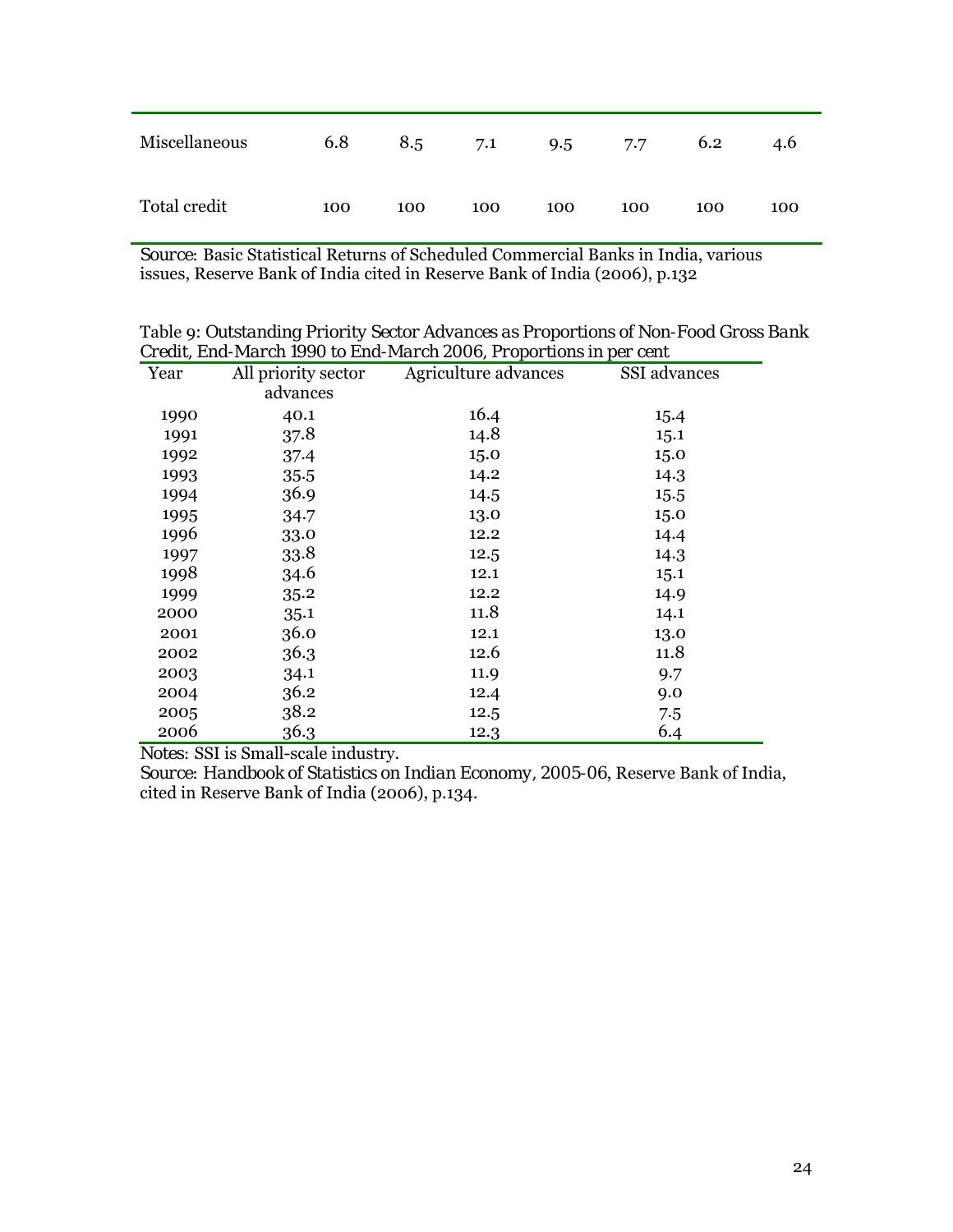| | | | | | | | |
|---|---|---|---|---|---|---|---|
| Miscellaneous | 6.8 | 8.5 | 7.1 | 9.5 | 7.7 | 6.2 | 4.6 |
| Total credit | 100 | 100 | 100 | 100 | 100 | 100 | 100 |

Source: Basic Statistical Returns of Scheduled Commercial Banks in India, various issues, Reserve Bank of India cited in Reserve Bank of India (2006), p.132

Table 9: Outstanding Priority Sector Advances as Proportions of Non-Food Gross Bank Credit, End-March 1990 to End-March 2006, Proportions in per cent

| Year | All priority sector advances | Agriculture advances | SSI advances |
|---|---|---|---|
| 1990 | 40.1 | 16.4 | 15.4 |
| 1991 | 37.8 | 14.8 | 15.1 |
| 1992 | 37.4 | 15.0 | 15.0 |
| 1993 | 35.5 | 14.2 | 14.3 |
| 1994 | 36.9 | 14.5 | 15.5 |
| 1995 | 34.7 | 13.0 | 15.0 |
| 1996 | 33.0 | 12.2 | 14.4 |
| 1997 | 33.8 | 12.5 | 14.3 |
| 1998 | 34.6 | 12.1 | 15.1 |
| 1999 | 35.2 | 12.2 | 14.9 |
| 2000 | 35.1 | 11.8 | 14.1 |
| 2001 | 36.0 | 12.1 | 13.0 |
| 2002 | 36.3 | 12.6 | 11.8 |
| 2003 | 34.1 | 11.9 | 9.7 |
| 2004 | 36.2 | 12.4 | 9.0 |
| 2005 | 38.2 | 12.5 | 7.5 |
| 2006 | 36.3 | 12.3 | 6.4 |

Notes: SSI is Small-scale industry.

Source: *Handbook of Statistics on Indian Economy, 2005-06*, Reserve Bank of India, cited in Reserve Bank of India (2006), p.134.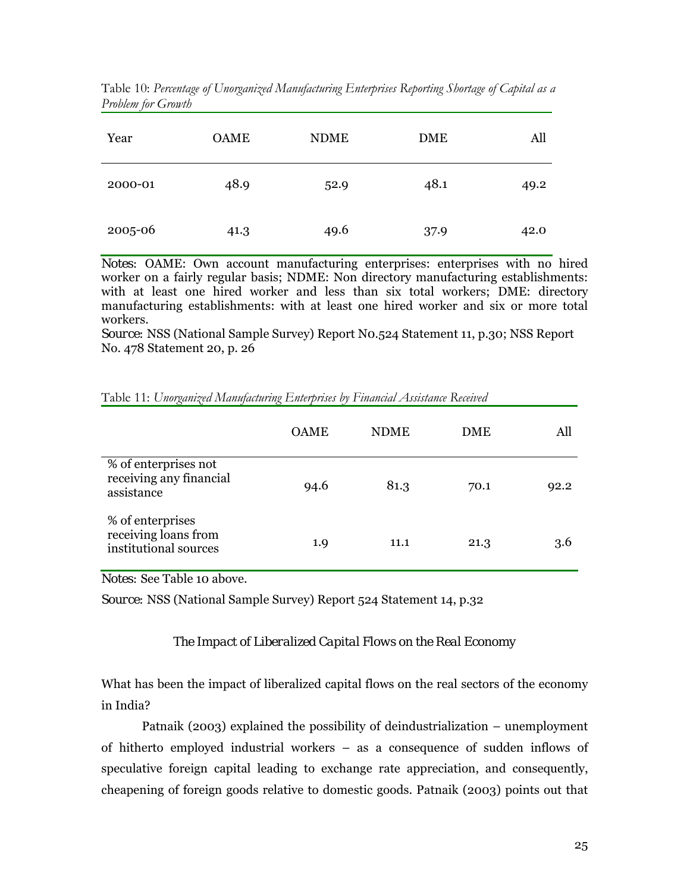Table 10: *Percentage of Unorganized Manufacturing Enterprises Reporting Shortage of Capital as a Problem for Growth*

| Year | OAME | NDME | DME | All |
|---|---|---|---|---|
| 2000-01 | 48.9 | 52.9 | 48.1 | 49.2 |
| 2005-06 | 41.3 | 49.6 | 37.9 | 42.0 |

Notes: OAME: Own account manufacturing enterprises: enterprises with no hired worker on a fairly regular basis; NDME: Non directory manufacturing establishments: with at least one hired worker and less than six total workers; DME: directory manufacturing establishments: with at least one hired worker and six or more total workers.

Source: NSS (National Sample Survey) Report N0.524 Statement 11, p.30; NSS Report No. 478 Statement 20, p. 26

Table 11: *Unorganized Manufacturing Enterprises by Financial Assistance Received*

| | OAME | NDME | DME | All |
|---|---|---|---|---|
| % of enterprises not receiving any financial assistance | 94.6 | 81.3 | 70.1 | 92.2 |
| % of enterprises receiving loans from institutional sources | 1.9 | 11.1 | 21.3 | 3.6 |

Notes: See Table 10 above.

Source: NSS (National Sample Survey) Report 524 Statement 14, p.32

## The Impact of Liberalized Capital Flows on the Real Economy

What has been the impact of liberalized capital flows on the real sectors of the economy in India?

Patnaik (2003) explained the possibility of deindustrialization – unemployment of hitherto employed industrial workers – as a consequence of sudden inflows of speculative foreign capital leading to exchange rate appreciation, and consequently, cheapening of foreign goods relative to domestic goods. Patnaik (2003) points out that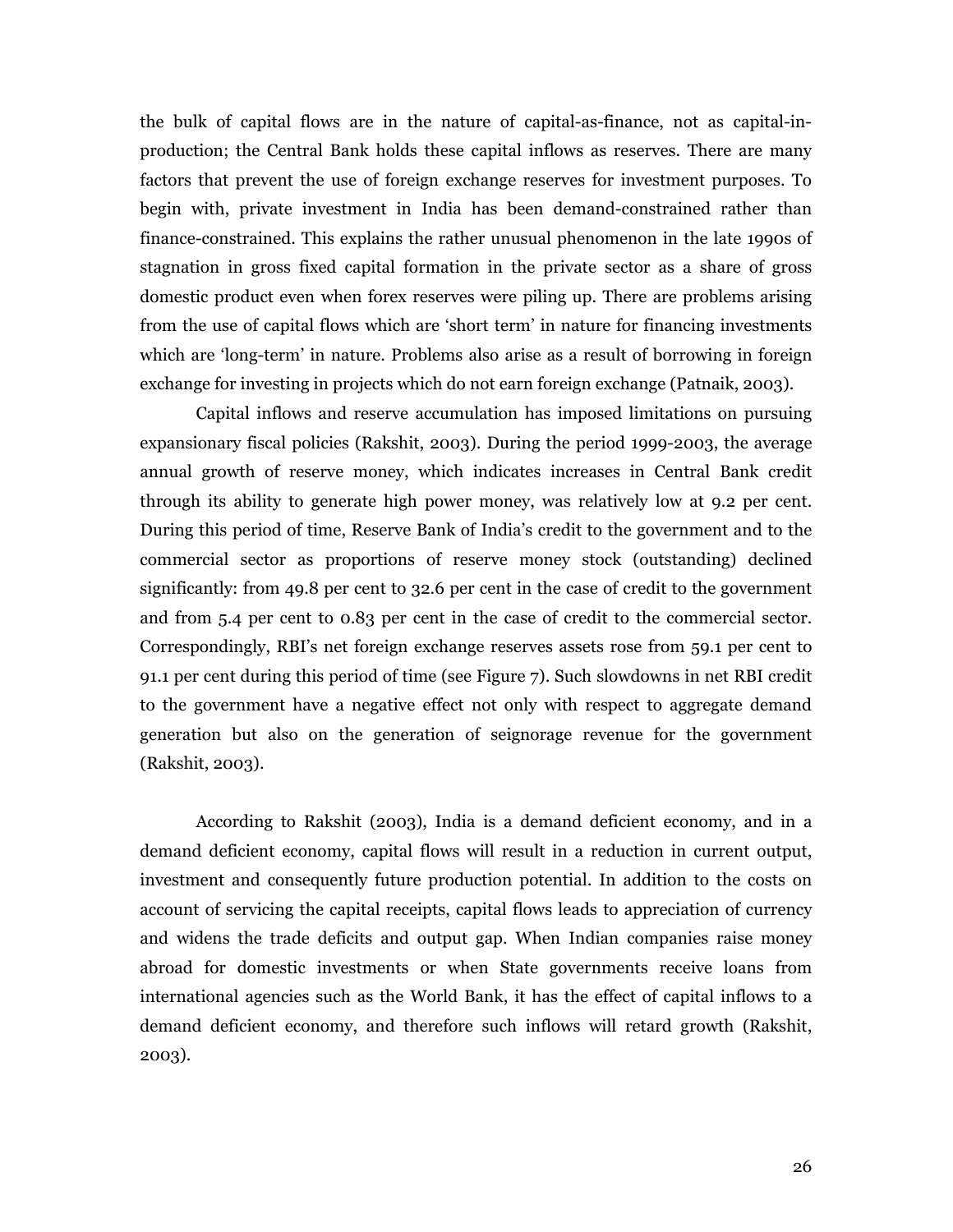the bulk of capital flows are in the nature of capital-as-finance, not as capital-in-production; the Central Bank holds these capital inflows as reserves. There are many factors that prevent the use of foreign exchange reserves for investment purposes. To begin with, private investment in India has been demand-constrained rather than finance-constrained. This explains the rather unusual phenomenon in the late 1990s of stagnation in gross fixed capital formation in the private sector as a share of gross domestic product even when forex reserves were piling up. There are problems arising from the use of capital flows which are 'short term' in nature for financing investments which are 'long-term' in nature. Problems also arise as a result of borrowing in foreign exchange for investing in projects which do not earn foreign exchange (Patnaik, 2003).

Capital inflows and reserve accumulation has imposed limitations on pursuing expansionary fiscal policies (Rakshit, 2003). During the period 1999-2003, the average annual growth of reserve money, which indicates increases in Central Bank credit through its ability to generate high power money, was relatively low at 9.2 per cent. During this period of time, Reserve Bank of India's credit to the government and to the commercial sector as proportions of reserve money stock (outstanding) declined significantly: from 49.8 per cent to 32.6 per cent in the case of credit to the government and from 5.4 per cent to 0.83 per cent in the case of credit to the commercial sector. Correspondingly, RBI's net foreign exchange reserves assets rose from 59.1 per cent to 91.1 per cent during this period of time (see Figure 7). Such slowdowns in net RBI credit to the government have a negative effect not only with respect to aggregate demand generation but also on the generation of seignorage revenue for the government (Rakshit, 2003).

According to Rakshit (2003), India is a demand deficient economy, and in a demand deficient economy, capital flows will result in a reduction in current output, investment and consequently future production potential. In addition to the costs on account of servicing the capital receipts, capital flows leads to appreciation of currency and widens the trade deficits and output gap. When Indian companies raise money abroad for domestic investments or when State governments receive loans from international agencies such as the World Bank, it has the effect of capital inflows to a demand deficient economy, and therefore such inflows will retard growth (Rakshit, 2003).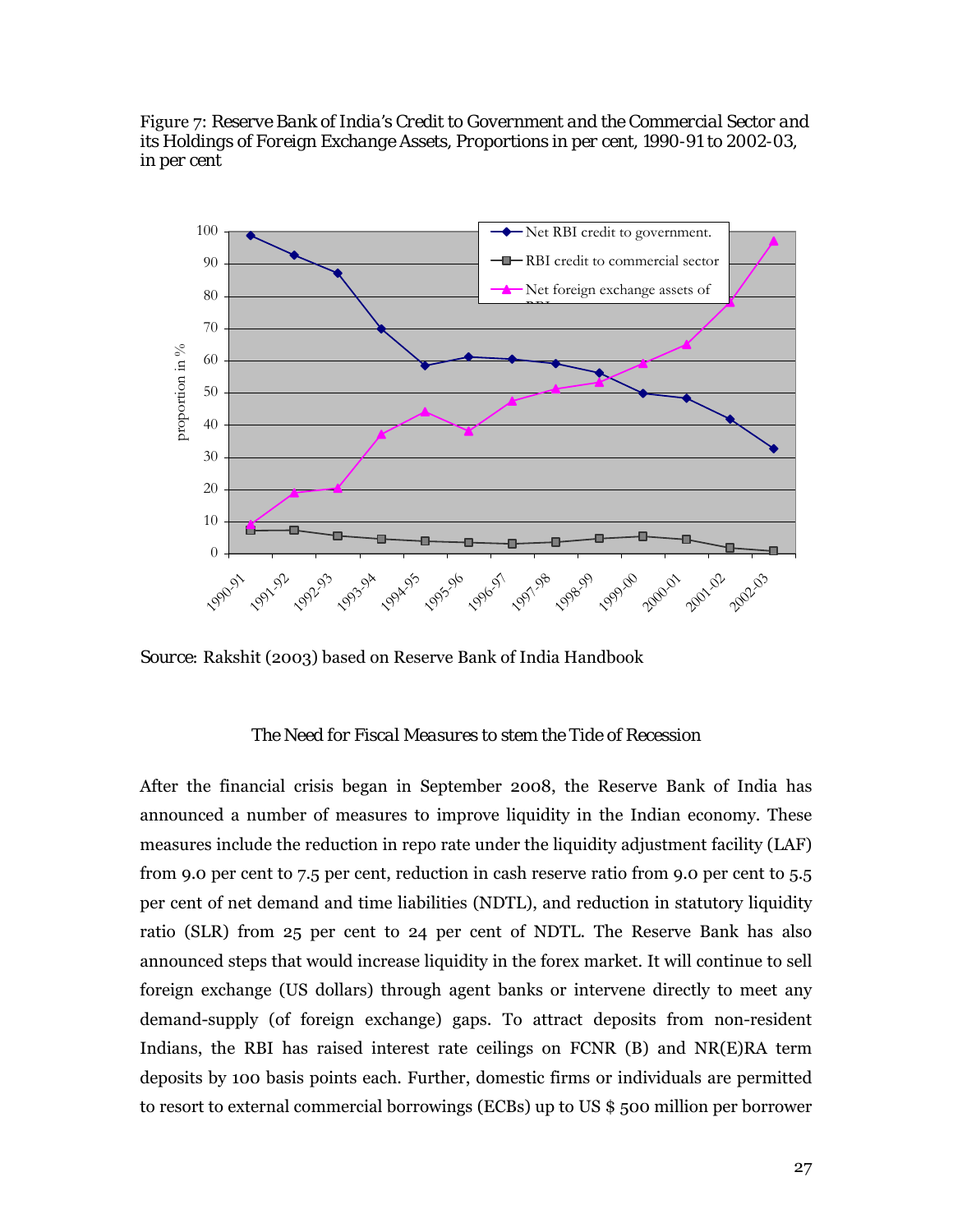Figure 7: Reserve Bank of India's Credit to Government and the Commercial Sector and its Holdings of Foreign Exchange Assets, Proportions in per cent, 1990-91 to 2002-03, in per cent

Source: Rakshit (2003) based on Reserve Bank of India Handbook

### The Need for Fiscal Measures to stem the Tide of Recession

After the financial crisis began in September 2008, the Reserve Bank of India has announced a number of measures to improve liquidity in the Indian economy. These measures include the reduction in repo rate under the liquidity adjustment facility (LAF) from 9.0 per cent to 7.5 per cent, reduction in cash reserve ratio from 9.0 per cent to 5.5 per cent of net demand and time liabilities (NDTL), and reduction in statutory liquidity ratio (SLR) from 25 per cent to 24 per cent of NDTL. The Reserve Bank has also announced steps that would increase liquidity in the forex market. It will continue to sell foreign exchange (US dollars) through agent banks or intervene directly to meet any demand-supply (of foreign exchange) gaps. To attract deposits from non-resident Indians, the RBI has raised interest rate ceilings on FCNR (B) and NR(E)RA term deposits by 100 basis points each. Further, domestic firms or individuals are permitted to resort to external commercial borrowings (ECBs) up to US $ 500 million per borrower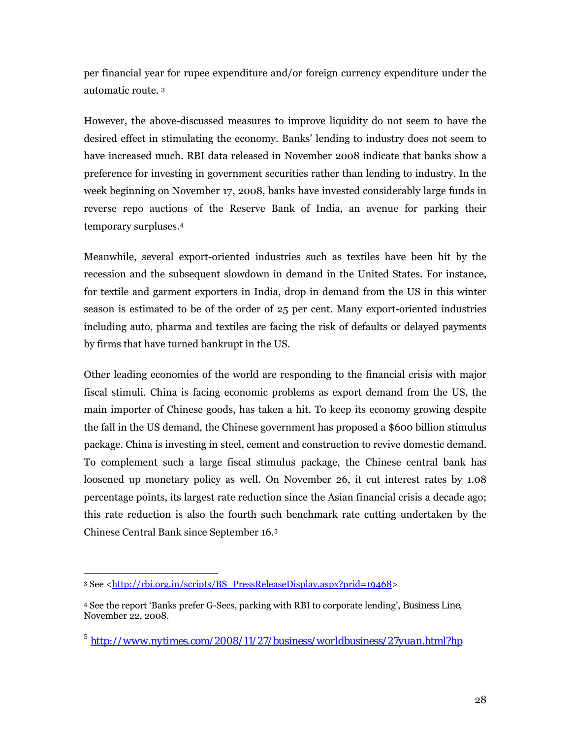per financial year for rupee expenditure and/or foreign currency expenditure under the automatic route. [3]

However, the above-discussed measures to improve liquidity do not seem to have the desired effect in stimulating the economy. Banks' lending to industry does not seem to have increased much. RBI data released in November 2008 indicate that banks show a preference for investing in government securities rather than lending to industry. In the week beginning on November 17, 2008, banks have invested considerably large funds in reverse repo auctions of the Reserve Bank of India, an avenue for parking their temporary surpluses.[4]

Meanwhile, several export-oriented industries such as textiles have been hit by the recession and the subsequent slowdown in demand in the United States. For instance, for textile and garment exporters in India, drop in demand from the US in this winter season is estimated to be of the order of 25 per cent. Many export-oriented industries including auto, pharma and textiles are facing the risk of defaults or delayed payments by firms that have turned bankrupt in the US.

Other leading economies of the world are responding to the financial crisis with major fiscal stimuli. China is facing economic problems as export demand from the US, the main importer of Chinese goods, has taken a hit. To keep its economy growing despite the fall in the US demand, the Chinese government has proposed a $600 billion stimulus package. China is investing in steel, cement and construction to revive domestic demand. To complement such a large fiscal stimulus package, the Chinese central bank has loosened up monetary policy as well. On November 26, it cut interest rates by 1.08 percentage points, its largest rate reduction since the Asian financial crisis a decade ago; this rate reduction is also the fourth such benchmark rate cutting undertaken by the Chinese Central Bank since September 16.[5]

---

[3] See <http://rbi.org.in/scripts/BS_PressReleaseDisplay.aspx?prid=19468>

[4] See the report 'Banks prefer G-Secs, parking with RBI to corporate lending', *Business Line*, November 22, 2008.

[5] http://www.nytimes.com/2008/11/27/business/worldbusiness/27yuan.html?hp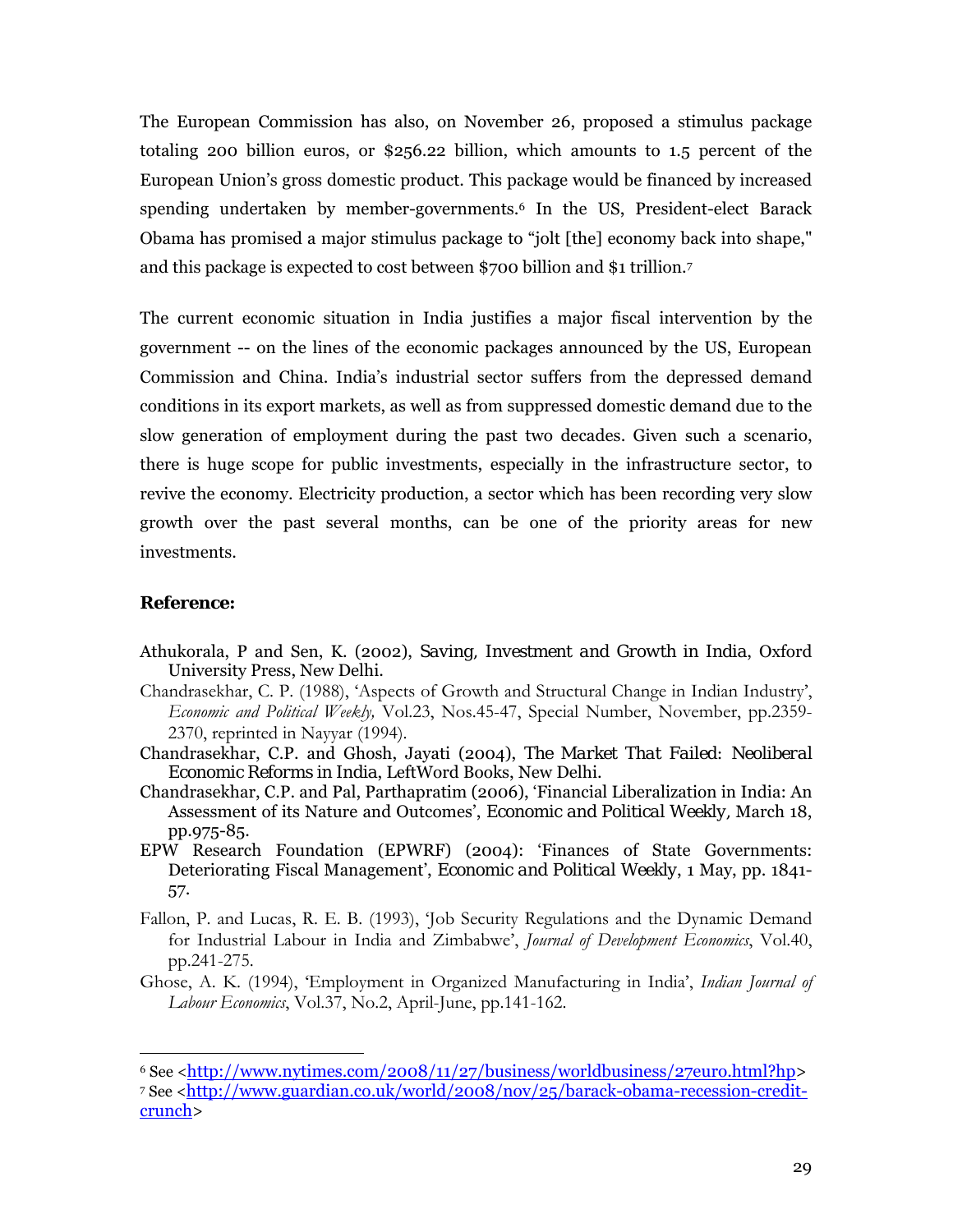The European Commission has also, on November 26, proposed a stimulus package totaling 200 billion euros, or $256.22 billion, which amounts to 1.5 percent of the European Union's gross domestic product. This package would be financed by increased spending undertaken by member-governments.[6] In the US, President-elect Barack Obama has promised a major stimulus package to "jolt [the] economy back into shape," and this package is expected to cost between $700 billion and $1 trillion.[7]

The current economic situation in India justifies a major fiscal intervention by the government -- on the lines of the economic packages announced by the US, European Commission and China. India's industrial sector suffers from the depressed demand conditions in its export markets, as well as from suppressed domestic demand due to the slow generation of employment during the past two decades. Given such a scenario, there is huge scope for public investments, especially in the infrastructure sector, to revive the economy. Electricity production, a sector which has been recording very slow growth over the past several months, can be one of the priority areas for new investments.

**Reference:**

Athukorala, P and Sen, K. (2002), *Saving, Investment and Growth in India*, Oxford University Press, New Delhi.

Chandrasekhar, C. P. (1988), 'Aspects of Growth and Structural Change in Indian Industry', *Economic and Political Weekly,* Vol.23, Nos.45-47, Special Number, November, pp.2359-2370, reprinted in Nayyar (1994).

Chandrasekhar, C.P. and Ghosh, Jayati (2004), *The Market That Failed: Neoliberal Economic Reforms in India*, LeftWord Books, New Delhi.

Chandrasekhar, C.P. and Pal, Parthapratim (2006), 'Financial Liberalization in India: An Assessment of its Nature and Outcomes', *Economic and Political Weekly*, March 18, pp.975-85.

EPW Research Foundation (EPWRF) (2004): 'Finances of State Governments: Deteriorating Fiscal Management', *Economic and Political Weekly*, 1 May, pp. 1841-57.

Fallon, P. and Lucas, R. E. B. (1993), 'Job Security Regulations and the Dynamic Demand for Industrial Labour in India and Zimbabwe', *Journal of Development Economics*, Vol.40, pp.241-275.

Ghose, A. K. (1994), 'Employment in Organized Manufacturing in India', *Indian Journal of Labour Economics*, Vol.37, No.2, April-June, pp.141-162.

---

[6] See <http://www.nytimes.com/2008/11/27/business/worldbusiness/27euro.html?hp>

[7] See <http://www.guardian.co.uk/world/2008/nov/25/barack-obama-recession-credit-crunch>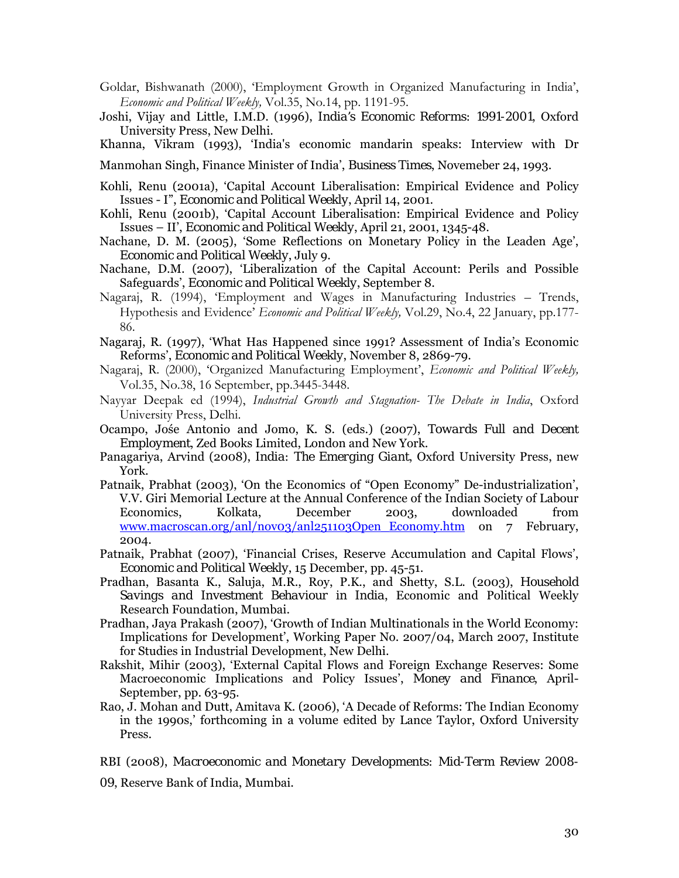Goldar, Bishwanath (2000), 'Employment Growth in Organized Manufacturing in India', *Economic and Political Weekly,* Vol.35, No.14, pp. 1191-95.

Joshi, Vijay and Little, I.M.D. (1996), *India's Economic Reforms: 1991-2001*, Oxford University Press, New Delhi.

Khanna, Vikram (1993), 'India's economic mandarin speaks: Interview with Dr Manmohan Singh, Finance Minister of India', *Business Times*, Novemeber 24, 1993.

Kohli, Renu (2001a), 'Capital Account Liberalisation: Empirical Evidence and Policy Issues - I", *Economic and Political Weekly*, April 14, 2001.

Kohli, Renu (2001b), 'Capital Account Liberalisation: Empirical Evidence and Policy Issues – II', *Economic and Political Weekly*, April 21, 2001, 1345-48.

Nachane, D. M. (2005), 'Some Reflections on Monetary Policy in the Leaden Age', *Economic and Political Weekly*, July 9.

Nachane, D.M. (2007), 'Liberalization of the Capital Account: Perils and Possible Safeguards', *Economic and Political Weekly*, September 8.

Nagaraj, R. (1994), 'Employment and Wages in Manufacturing Industries – Trends, Hypothesis and Evidence' *Economic and Political Weekly,* Vol.29, No.4, 22 January, pp.177-86.

Nagaraj, R. (1997), 'What Has Happened since 1991? Assessment of India's Economic Reforms', *Economic and Political Weekly*, November 8, 2869-79.

Nagaraj, R. (2000), 'Organized Manufacturing Employment', *Economic and Political Weekly,* Vol.35, No.38, 16 September, pp.3445-3448.

Nayyar Deepak ed (1994), *Industrial Growth and Stagnation- The Debate in India*, Oxford University Press, Delhi.

Ocampo, Jośe Antonio and Jomo, K. S. (eds.) (2007), *Towards Full and Decent Employment*, Zed Books Limited, London and New York.

Panagariya, Arvind (2008), *India: The Emerging Giant*, Oxford University Press, new York.

Patnaik, Prabhat (2003), 'On the Economics of "Open Economy" De-industrialization', V.V. Giri Memorial Lecture at the Annual Conference of the Indian Society of Labour Economics, Kolkata, December 2003, downloaded from www.macroscan.org/anl/nov03/anl251103Open_Economy.htm on 7 February, 2004.

Patnaik, Prabhat (2007), 'Financial Crises, Reserve Accumulation and Capital Flows', *Economic and Political Weekly*, 15 December, pp. 45-51.

Pradhan, Basanta K., Saluja, M.R., Roy, P.K., and Shetty, S.L. (2003), *Household Savings and Investment Behaviour in India*, Economic and Political Weekly Research Foundation, Mumbai.

Pradhan, Jaya Prakash (2007), 'Growth of Indian Multinationals in the World Economy: Implications for Development', Working Paper No. 2007/04, March 2007, Institute for Studies in Industrial Development, New Delhi.

Rakshit, Mihir (2003), 'External Capital Flows and Foreign Exchange Reserves: Some Macroeconomic Implications and Policy Issues', *Money and Finance*, April-September, pp. 63-95.

Rao, J. Mohan and Dutt, Amitava K. (2006), 'A Decade of Reforms: The Indian Economy in the 1990s,' forthcoming in a volume edited by Lance Taylor, Oxford University Press.

RBI (2008), *Macroeconomic and Monetary Developments: Mid-Term Review 2008-09*, Reserve Bank of India, Mumbai.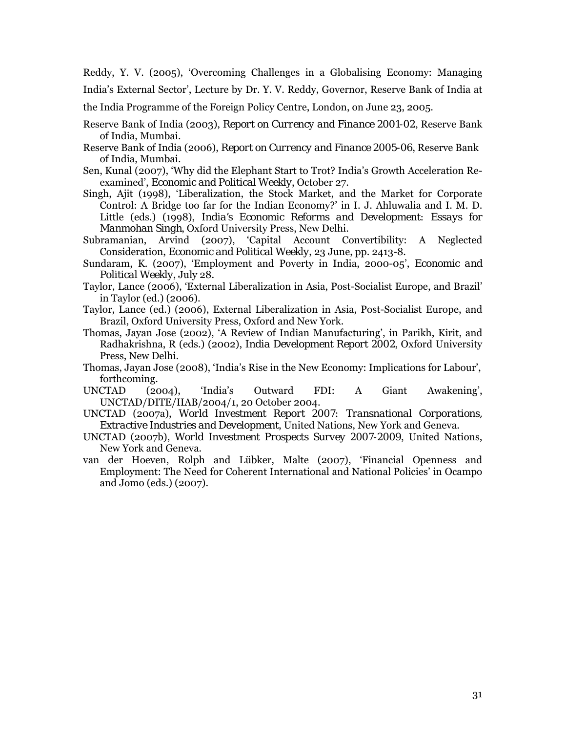Reddy, Y. V. (2005), 'Overcoming Challenges in a Globalising Economy: Managing India's External Sector', Lecture by Dr. Y. V. Reddy, Governor, Reserve Bank of India at the India Programme of the Foreign Policy Centre, London, on June 23, 2005.

Reserve Bank of India (2003), *Report on Currency and Finance 2001-02*, Reserve Bank of India, Mumbai.

Reserve Bank of India (2006), *Report on Currency and Finance 2005-06*, Reserve Bank of India, Mumbai.

Sen, Kunal (2007), 'Why did the Elephant Start to Trot? India's Growth Acceleration Re-examined', *Economic and Political Weekly*, October 27.

Singh, Ajit (1998), 'Liberalization, the Stock Market, and the Market for Corporate Control: A Bridge too far for the Indian Economy?' in I. J. Ahluwalia and I. M. D. Little (eds.) (1998), *India's Economic Reforms and Development: Essays for Manmohan Singh*, Oxford University Press, New Delhi.

Subramanian, Arvind (2007), 'Capital Account Convertibility: A Neglected Consideration, *Economic and Political Weekly*, 23 June, pp. 2413-8.

Sundaram, K. (2007), 'Employment and Poverty in India, 2000-05', *Economic and Political Weekly*, July 28.

Taylor, Lance (2006), 'External Liberalization in Asia, Post-Socialist Europe, and Brazil' in Taylor (ed.) (2006).

Taylor, Lance (ed.) (2006), External Liberalization in Asia, Post-Socialist Europe, and Brazil, Oxford University Press, Oxford and New York.

Thomas, Jayan Jose (2002), 'A Review of Indian Manufacturing', in Parikh, Kirit, and Radhakrishna, R (eds.) (2002), *India Development Report 2002*, Oxford University Press, New Delhi.

Thomas, Jayan Jose (2008), 'India's Rise in the New Economy: Implications for Labour', forthcoming.

UNCTAD (2004), 'India's Outward FDI: A Giant Awakening', UNCTAD/DITE/IIAB/2004/1, 20 October 2004.

UNCTAD (2007a), *World Investment Report 2007: Transnational Corporations, Extractive Industries and Development*, United Nations, New York and Geneva.

UNCTAD (2007b), *World Investment Prospects Survey 2007-2009*, United Nations, New York and Geneva.

van der Hoeven, Rolph and Lübker, Malte (2007), 'Financial Openness and Employment: The Need for Coherent International and National Policies' in Ocampo and Jomo (eds.) (2007).